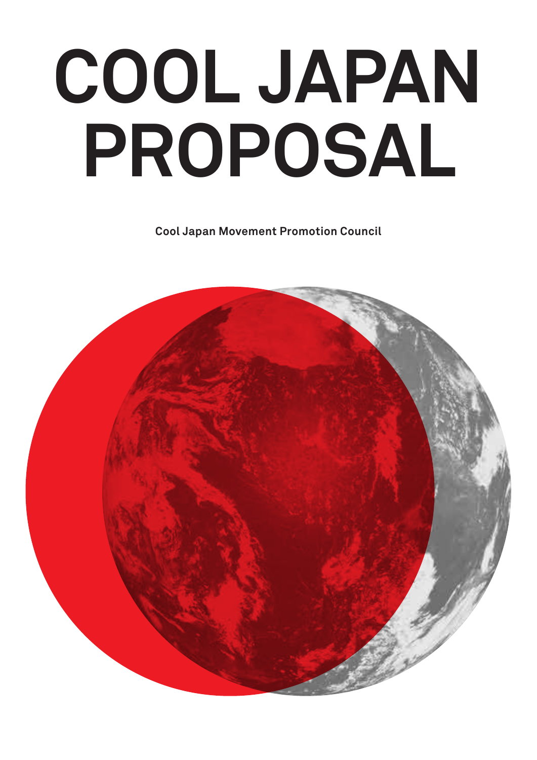# COOL JAPAN PROPOSAL

**Cool Japan Movement Promotion Council**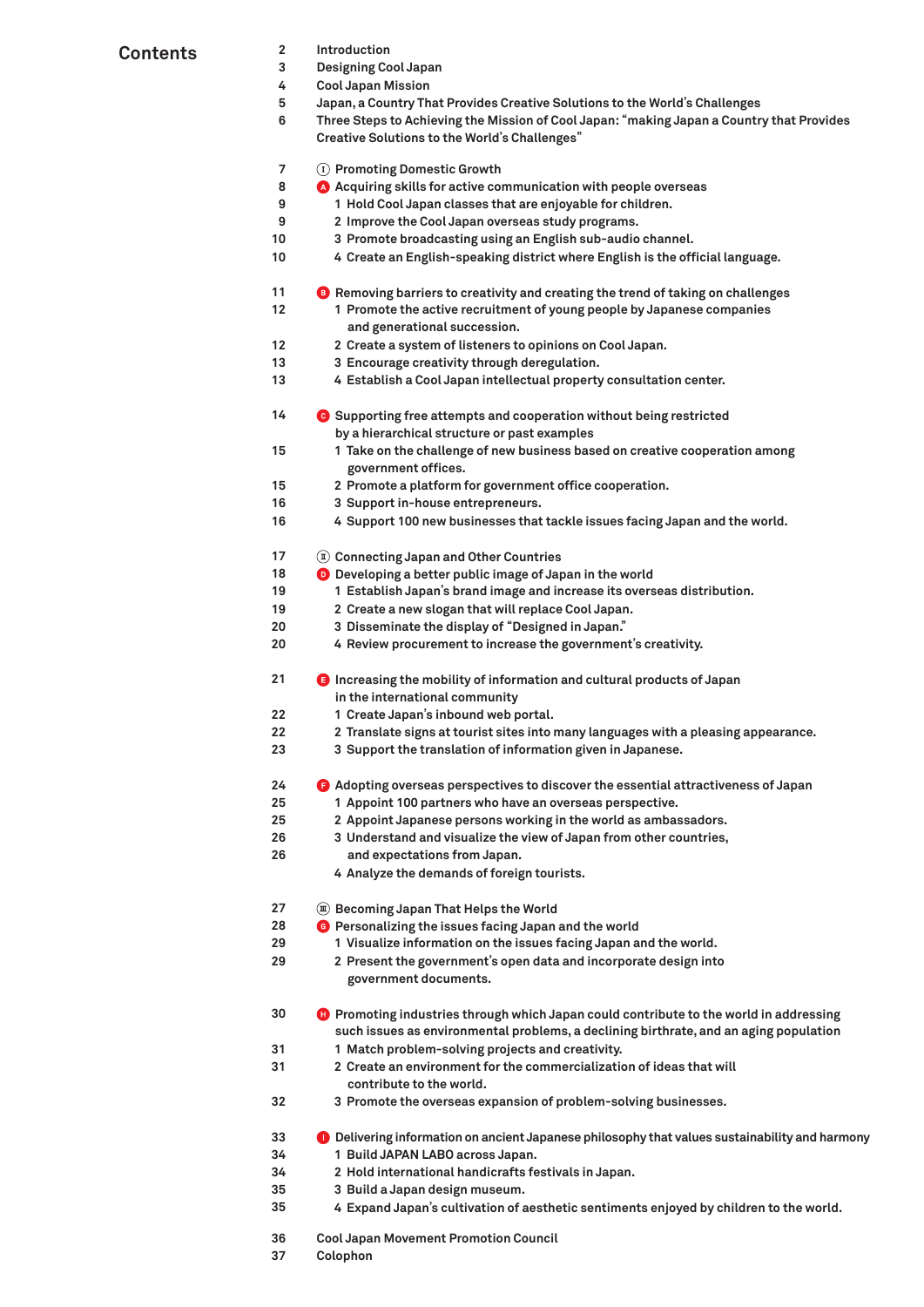# Contents

| Page | Item |
|---|---|
| 2 | Introduction |
| 3 | Designing Cool Japan |
| 4 | Cool Japan Mission |
| 5 | Japan, a Country That Provides Creative Solutions to the World's Challenges |
| 6 | Three Steps to Achieving the Mission of Cool Japan: "making Japan a Country that Provides Creative Solutions to the World's Challenges" |
| 7 | Ⅰ Promoting Domestic Growth |
| 8 | A Acquiring skills for active communication with people overseas |
| 9 | 1 Hold Cool Japan classes that are enjoyable for children. |
| 9 | 2 Improve the Cool Japan overseas study programs. |
| 10 | 3 Promote broadcasting using an English sub-audio channel. |
| 10 | 4 Create an English-speaking district where English is the official language. |
| 11 | B Removing barriers to creativity and creating the trend of taking on challenges |
| 12 | 1 Promote the active recruitment of young people by Japanese companies and generational succession. |
| 12 | 2 Create a system of listeners to opinions on Cool Japan. |
| 13 | 3 Encourage creativity through deregulation. |
| 13 | 4 Establish a Cool Japan intellectual property consultation center. |
| 14 | C Supporting free attempts and cooperation without being restricted by a hierarchical structure or past examples |
| 15 | 1 Take on the challenge of new business based on creative cooperation among government offices. |
| 15 | 2 Promote a platform for government office cooperation. |
| 16 | 3 Support in-house entrepreneurs. |
| 16 | 4 Support 100 new businesses that tackle issues facing Japan and the world. |
| 17 | Ⅱ Connecting Japan and Other Countries |
| 18 | D Developing a better public image of Japan in the world |
| 19 | 1 Establish Japan's brand image and increase its overseas distribution. |
| 19 | 2 Create a new slogan that will replace Cool Japan. |
| 20 | 3 Disseminate the display of "Designed in Japan." |
| 20 | 4 Review procurement to increase the government's creativity. |
| 21 | E Increasing the mobility of information and cultural products of Japan in the international community |
| 22 | 1 Create Japan's inbound web portal. |
| 22 | 2 Translate signs at tourist sites into many languages with a pleasing appearance. |
| 23 | 3 Support the translation of information given in Japanese. |
| 24 | F Adopting overseas perspectives to discover the essential attractiveness of Japan |
| 25 | 1 Appoint 100 partners who have an overseas perspective. |
| 25 | 2 Appoint Japanese persons working in the world as ambassadors. |
| 26 | 3 Understand and visualize the view of Japan from other countries, and expectations from Japan. |
| 26 | 4 Analyze the demands of foreign tourists. |
| 27 | Ⅲ Becoming Japan That Helps the World |
| 28 | G Personalizing the issues facing Japan and the world |
| 29 | 1 Visualize information on the issues facing Japan and the world. |
| 29 | 2 Present the government's open data and incorporate design into government documents. |
| 30 | H Promoting industries through which Japan could contribute to the world in addressing such issues as environmental problems, a declining birthrate, and an aging population |
| 31 | 1 Match problem-solving projects and creativity. |
| 31 | 2 Create an environment for the commercialization of ideas that will contribute to the world. |
| 32 | 3 Promote the overseas expansion of problem-solving businesses. |
| 33 | I Delivering information on ancient Japanese philosophy that values sustainability and harmony |
| 34 | 1 Build JAPAN LABO across Japan. |
| 34 | 2 Hold international handicrafts festivals in Japan. |
| 35 | 3 Build a Japan design museum. |
| 35 | 4 Expand Japan's cultivation of aesthetic sentiments enjoyed by children to the world. |
| 36 | Cool Japan Movement Promotion Council |
| 37 | Colophon |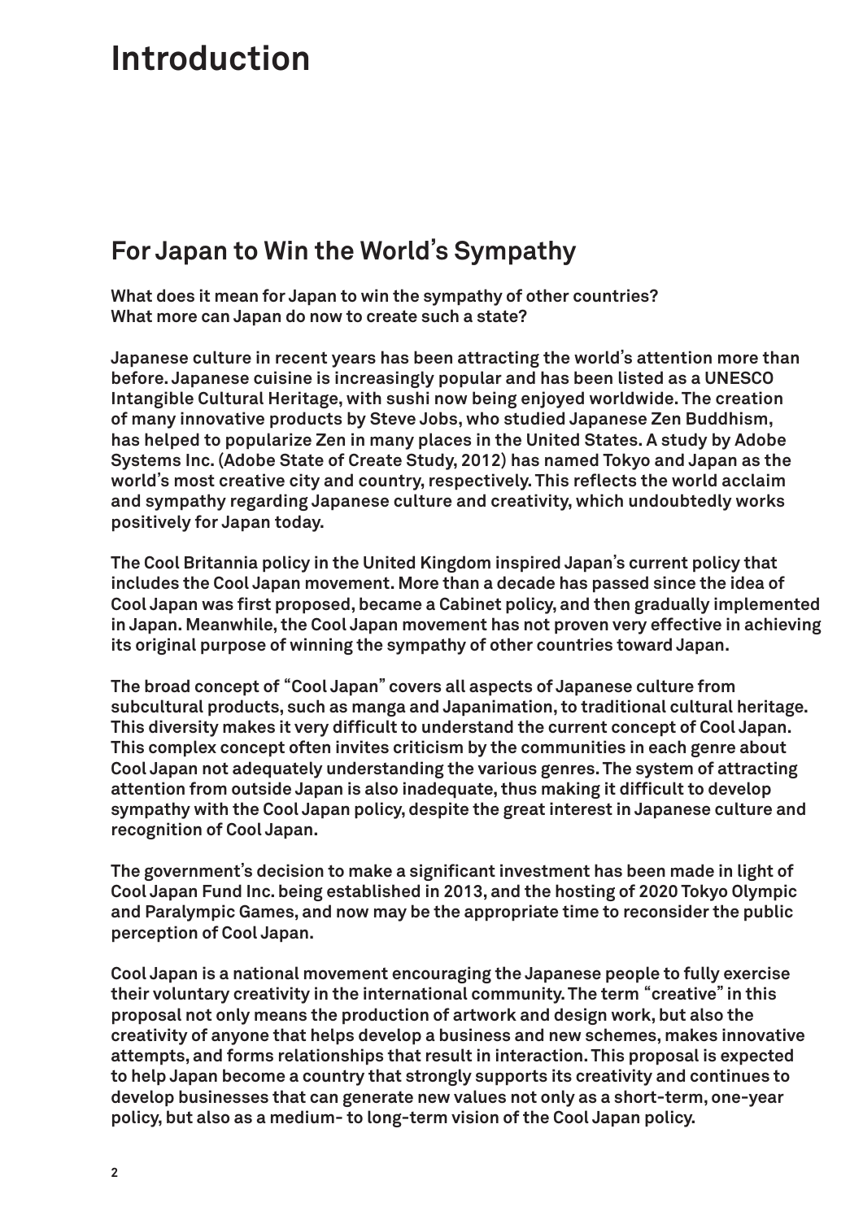# Introduction

## For Japan to Win the World's Sympathy

**What does it mean for Japan to win the sympathy of other countries?
What more can Japan do now to create such a state?**

**Japanese culture in recent years has been attracting the world's attention more than before. Japanese cuisine is increasingly popular and has been listed as a UNESCO Intangible Cultural Heritage, with sushi now being enjoyed worldwide. The creation of many innovative products by Steve Jobs, who studied Japanese Zen Buddhism, has helped to popularize Zen in many places in the United States. A study by Adobe Systems Inc. (Adobe State of Create Study, 2012) has named Tokyo and Japan as the world's most creative city and country, respectively. This reflects the world acclaim and sympathy regarding Japanese culture and creativity, which undoubtedly works positively for Japan today.**

**The Cool Britannia policy in the United Kingdom inspired Japan's current policy that includes the Cool Japan movement. More than a decade has passed since the idea of Cool Japan was first proposed, became a Cabinet policy, and then gradually implemented in Japan. Meanwhile, the Cool Japan movement has not proven very effective in achieving its original purpose of winning the sympathy of other countries toward Japan.**

**The broad concept of "Cool Japan" covers all aspects of Japanese culture from subcultural products, such as manga and Japanimation, to traditional cultural heritage. This diversity makes it very difficult to understand the current concept of Cool Japan. This complex concept often invites criticism by the communities in each genre about Cool Japan not adequately understanding the various genres. The system of attracting attention from outside Japan is also inadequate, thus making it difficult to develop sympathy with the Cool Japan policy, despite the great interest in Japanese culture and recognition of Cool Japan.**

**The government's decision to make a significant investment has been made in light of Cool Japan Fund Inc. being established in 2013, and the hosting of 2020 Tokyo Olympic and Paralympic Games, and now may be the appropriate time to reconsider the public perception of Cool Japan.**

**Cool Japan is a national movement encouraging the Japanese people to fully exercise their voluntary creativity in the international community. The term "creative" in this proposal not only means the production of artwork and design work, but also the creativity of anyone that helps develop a business and new schemes, makes innovative attempts, and forms relationships that result in interaction. This proposal is expected to help Japan become a country that strongly supports its creativity and continues to develop businesses that can generate new values not only as a short-term, one-year policy, but also as a medium- to long-term vision of the Cool Japan policy.**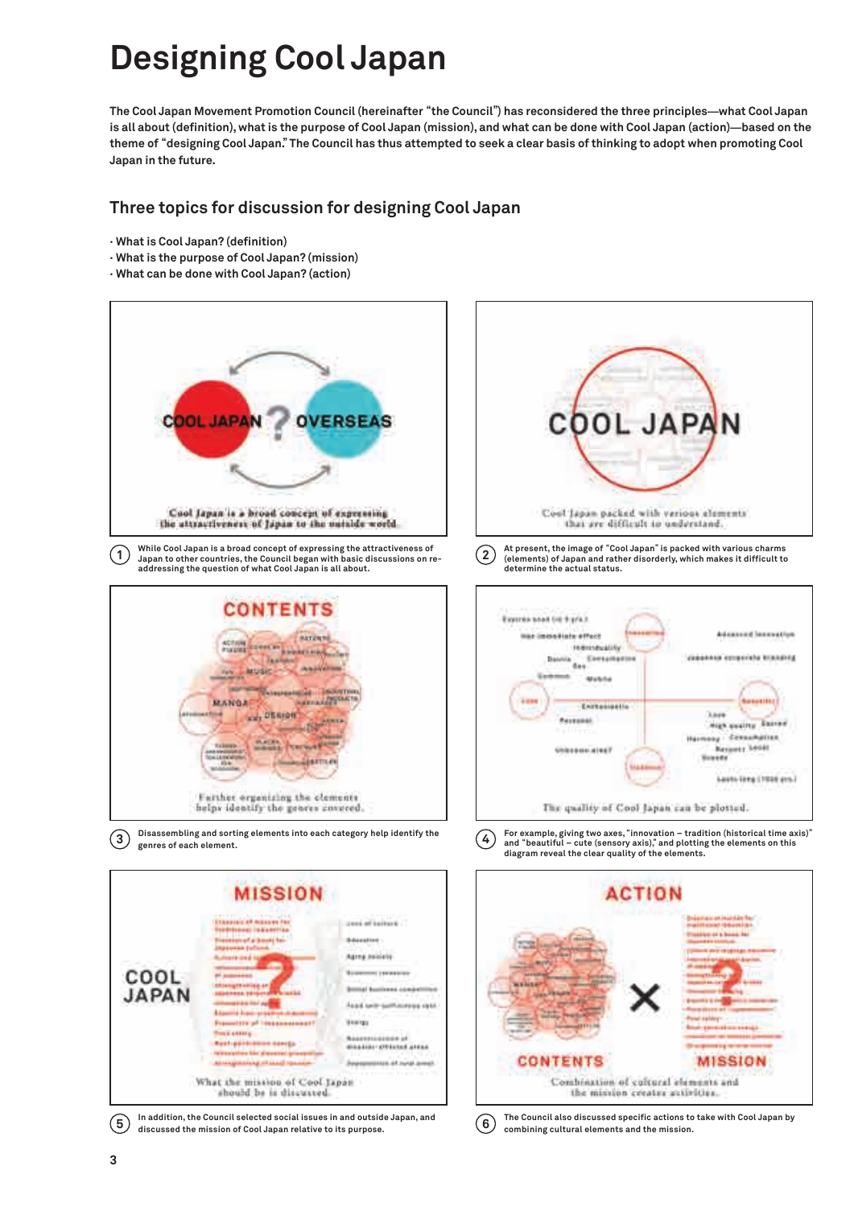# Designing Cool Japan

**The Cool Japan Movement Promotion Council (hereinafter "the Council") has reconsidered the three principles—what Cool Japan is all about (definition), what is the purpose of Cool Japan (mission), and what can be done with Cool Japan (action)—based on the theme of "designing Cool Japan." The Council has thus attempted to seek a clear basis of thinking to adopt when promoting Cool Japan in the future.**

## Three topics for discussion for designing Cool Japan

- What is Cool Japan? (definition)
- What is the purpose of Cool Japan? (mission)
- What can be done with Cool Japan? (action)

COOL JAPAN ? OVERSEAS

Cool Japan is a broad concept of expressing the attractiveness of Japan to the outside world

① While Cool Japan is a broad concept of expressing the attractiveness of Japan to other countries, the Council began with basic discussions on re-addressing the question of what Cool Japan is all about.

COOL JAPAN

Cool Japan packed with various elements that are difficult to understand.

② At present, the image of "Cool Japan" is packed with various charms (elements) of Japan and rather disorderly, which makes it difficult to determine the actual status.

CONTENTS

Further organizing the elements helps identify the genres covered.

③ Disassembling and sorting elements into each category help identify the genres of each element.

The quality of Cool Japan can be plotted.

④ For example, giving two axes, "innovation – tradition (historical time axis)" and "beautiful – cute (sensory axis)," and plotting the elements on this diagram reveal the clear quality of the elements.

MISSION

COOL JAPAN

What the mission of Cool Japan should be is discussed.

⑤ In addition, the Council selected social issues in and outside Japan, and discussed the mission of Cool Japan relative to its purpose.

ACTION

CONTENTS × MISSION

Combination of cultural elements and the mission creates activities.

⑥ The Council also discussed specific actions to take with Cool Japan by combining cultural elements and the mission.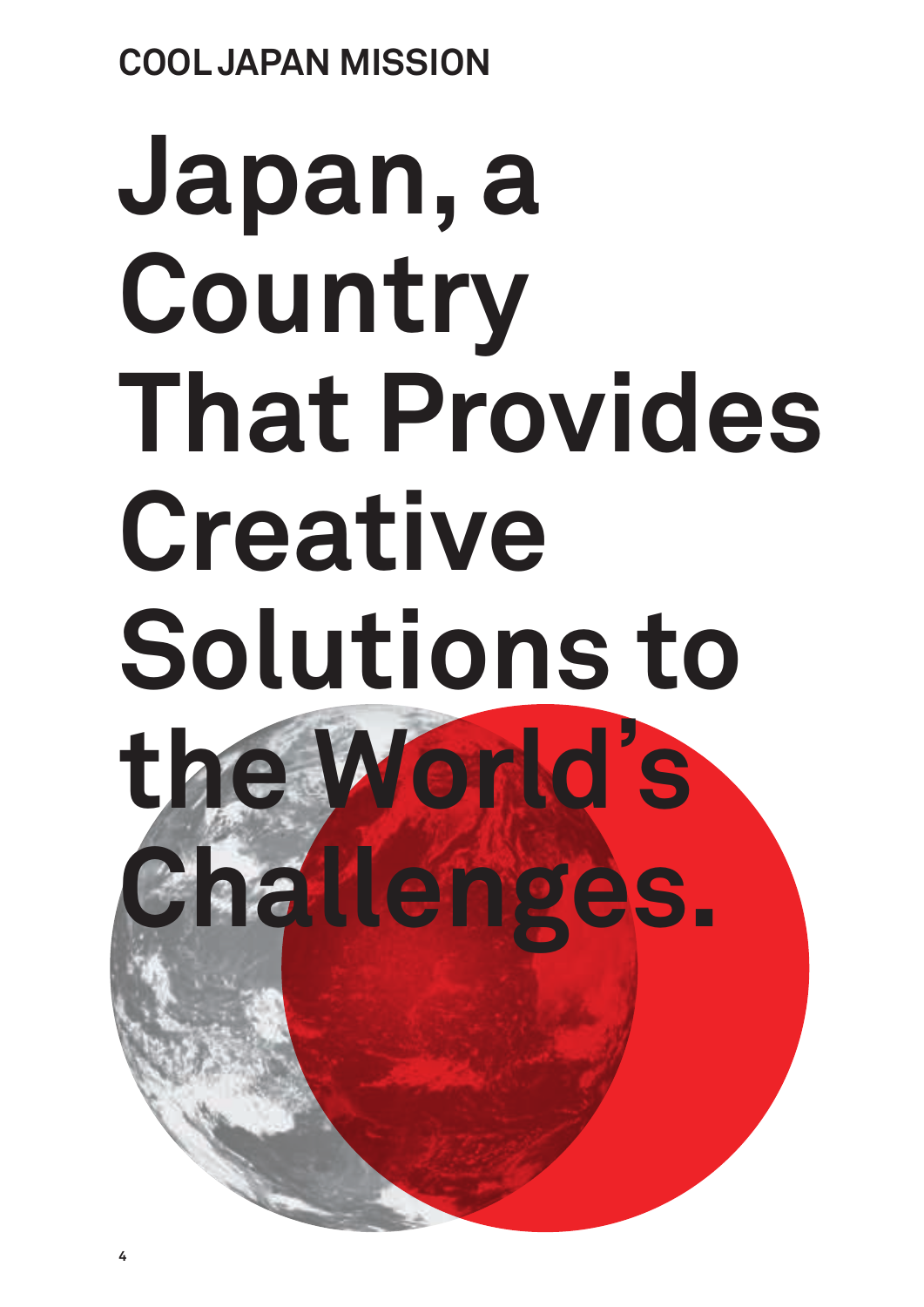COOL JAPAN MISSION

# Japan, a Country That Provides Creative Solutions to the World's Challenges.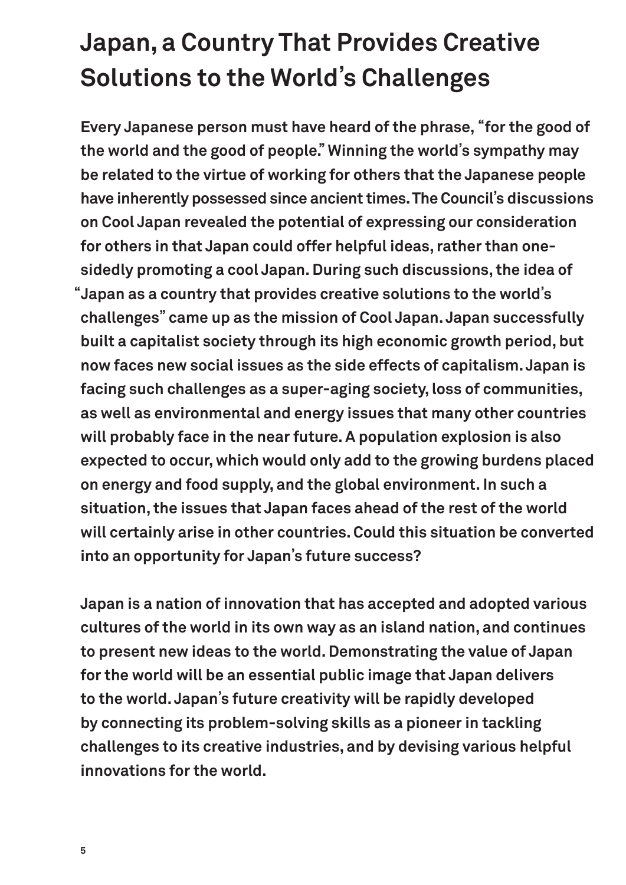# Japan, a Country That Provides Creative Solutions to the World's Challenges

**Every Japanese person must have heard of the phrase, "for the good of the world and the good of people." Winning the world's sympathy may be related to the virtue of working for others that the Japanese people have inherently possessed since ancient times. The Council's discussions on Cool Japan revealed the potential of expressing our consideration for others in that Japan could offer helpful ideas, rather than one-sidedly promoting a cool Japan. During such discussions, the idea of "Japan as a country that provides creative solutions to the world's challenges" came up as the mission of Cool Japan. Japan successfully built a capitalist society through its high economic growth period, but now faces new social issues as the side effects of capitalism. Japan is facing such challenges as a super-aging society, loss of communities, as well as environmental and energy issues that many other countries will probably face in the near future. A population explosion is also expected to occur, which would only add to the growing burdens placed on energy and food supply, and the global environment. In such a situation, the issues that Japan faces ahead of the rest of the world will certainly arise in other countries. Could this situation be converted into an opportunity for Japan's future success?**

**Japan is a nation of innovation that has accepted and adopted various cultures of the world in its own way as an island nation, and continues to present new ideas to the world. Demonstrating the value of Japan for the world will be an essential public image that Japan delivers to the world. Japan's future creativity will be rapidly developed by connecting its problem-solving skills as a pioneer in tackling challenges to its creative industries, and by devising various helpful innovations for the world.**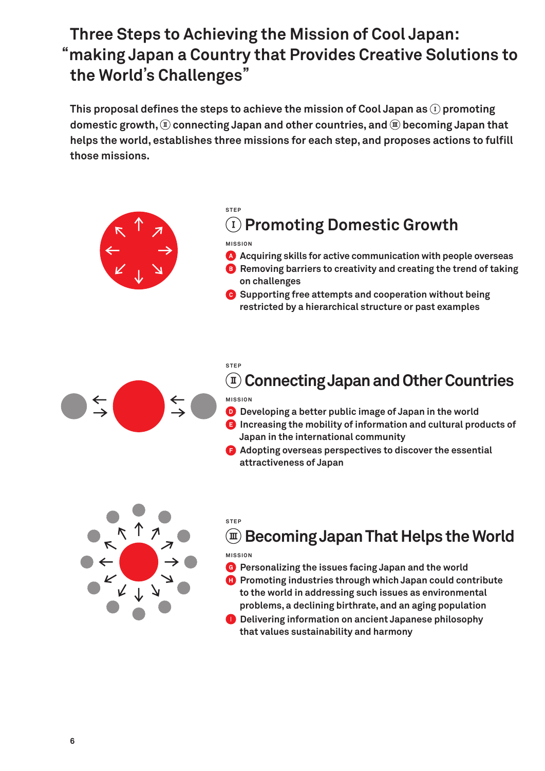# Three Steps to Achieving the Mission of Cool Japan: "making Japan a Country that Provides Creative Solutions to the World's Challenges"

**This proposal defines the steps to achieve the mission of Cool Japan as Ⅰ promoting domestic growth, Ⅱ connecting Japan and other countries, and Ⅲ becoming Japan that helps the world, establishes three missions for each step, and proposes actions to fulfill those missions.**

STEP

## Ⅰ Promoting Domestic Growth

MISSION

- **A** Acquiring skills for active communication with people overseas
- **B** Removing barriers to creativity and creating the trend of taking on challenges
- **C** Supporting free attempts and cooperation without being restricted by a hierarchical structure or past examples

STEP

## Ⅱ Connecting Japan and Other Countries

MISSION

- **D** Developing a better public image of Japan in the world
- **E** Increasing the mobility of information and cultural products of Japan in the international community
- **F** Adopting overseas perspectives to discover the essential attractiveness of Japan

STEP

## Ⅲ Becoming Japan That Helps the World

MISSION

- **G** Personalizing the issues facing Japan and the world
- **H** Promoting industries through which Japan could contribute to the world in addressing such issues as environmental problems, a declining birthrate, and an aging population
- **I** Delivering information on ancient Japanese philosophy that values sustainability and harmony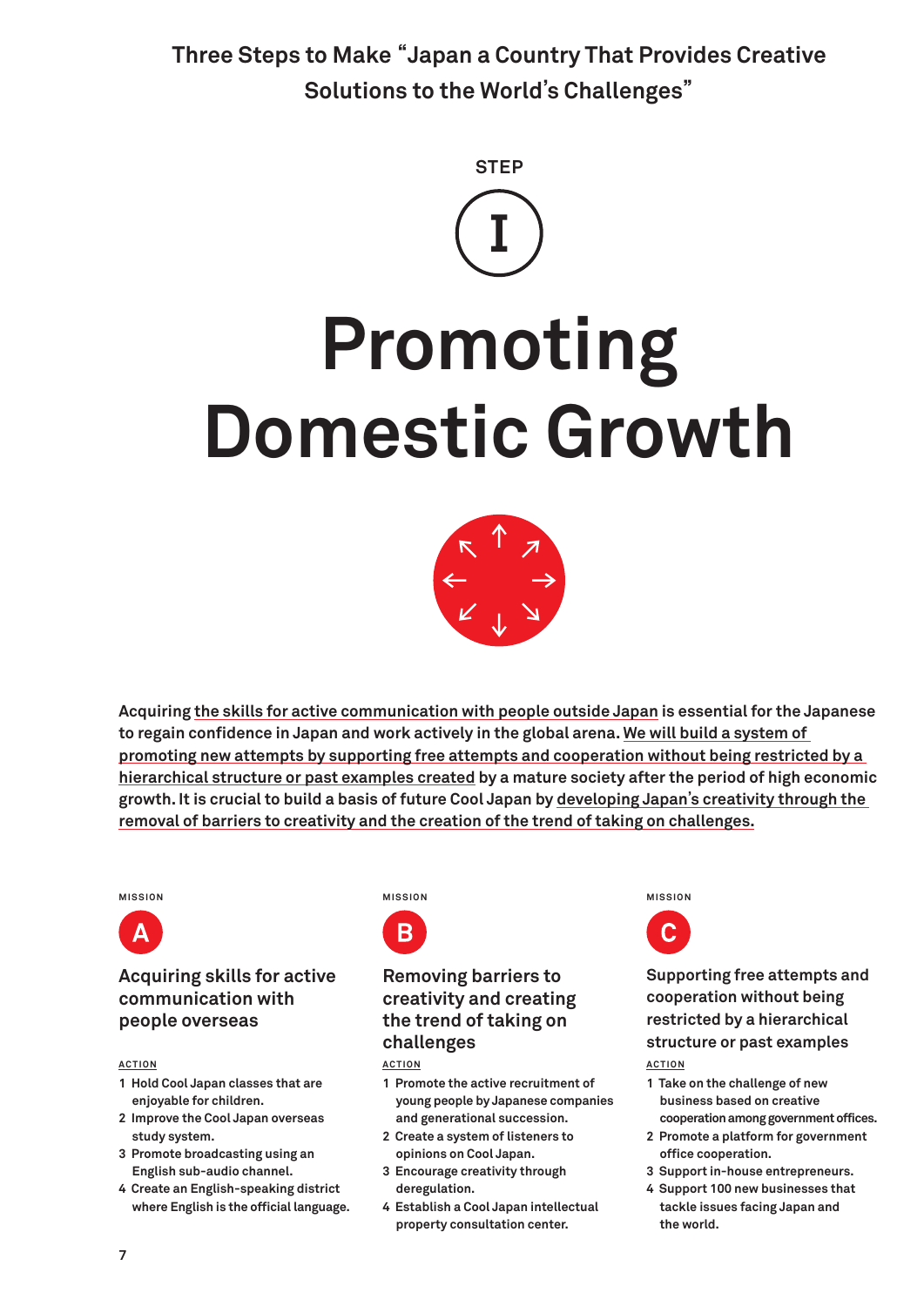Three Steps to Make "Japan a Country That Provides Creative Solutions to the World's Challenges"

STEP

I

# Promoting Domestic Growth

**Acquiring the skills for active communication with people outside Japan is essential for the Japanese to regain confidence in Japan and work actively in the global arena. We will build a system of promoting new attempts by supporting free attempts and cooperation without being restricted by a hierarchical structure or past examples created by a mature society after the period of high economic growth. It is crucial to build a basis of future Cool Japan by developing Japan's creativity through the removal of barriers to creativity and the creation of the trend of taking on challenges.**

MISSION

## A

### Acquiring skills for active communication with people overseas

ACTION

1. Hold Cool Japan classes that are enjoyable for children.
2. Improve the Cool Japan overseas study system.
3. Promote broadcasting using an English sub-audio channel.
4. Create an English-speaking district where English is the official language.

MISSION

## B

### Removing barriers to creativity and creating the trend of taking on challenges

ACTION

1. Promote the active recruitment of young people by Japanese companies and generational succession.
2. Create a system of listeners to opinions on Cool Japan.
3. Encourage creativity through deregulation.
4. Establish a Cool Japan intellectual property consultation center.

MISSION

## C

### Supporting free attempts and cooperation without being restricted by a hierarchical structure or past examples

ACTION

1. Take on the challenge of new business based on creative cooperation among government offices.
2. Promote a platform for government office cooperation.
3. Support in-house entrepreneurs.
4. Support 100 new businesses that tackle issues facing Japan and the world.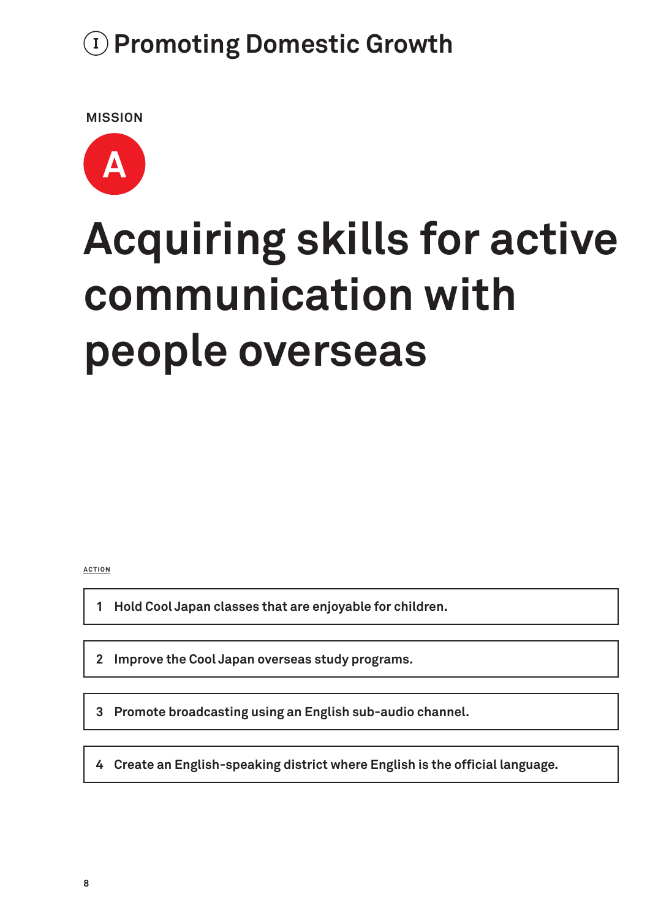# Ⅰ Promoting Domestic Growth

MISSION

A

## Acquiring skills for active communication with people overseas

ACTION

1 Hold Cool Japan classes that are enjoyable for children.

2 Improve the Cool Japan overseas study programs.

3 Promote broadcasting using an English sub-audio channel.

4 Create an English-speaking district where English is the official language.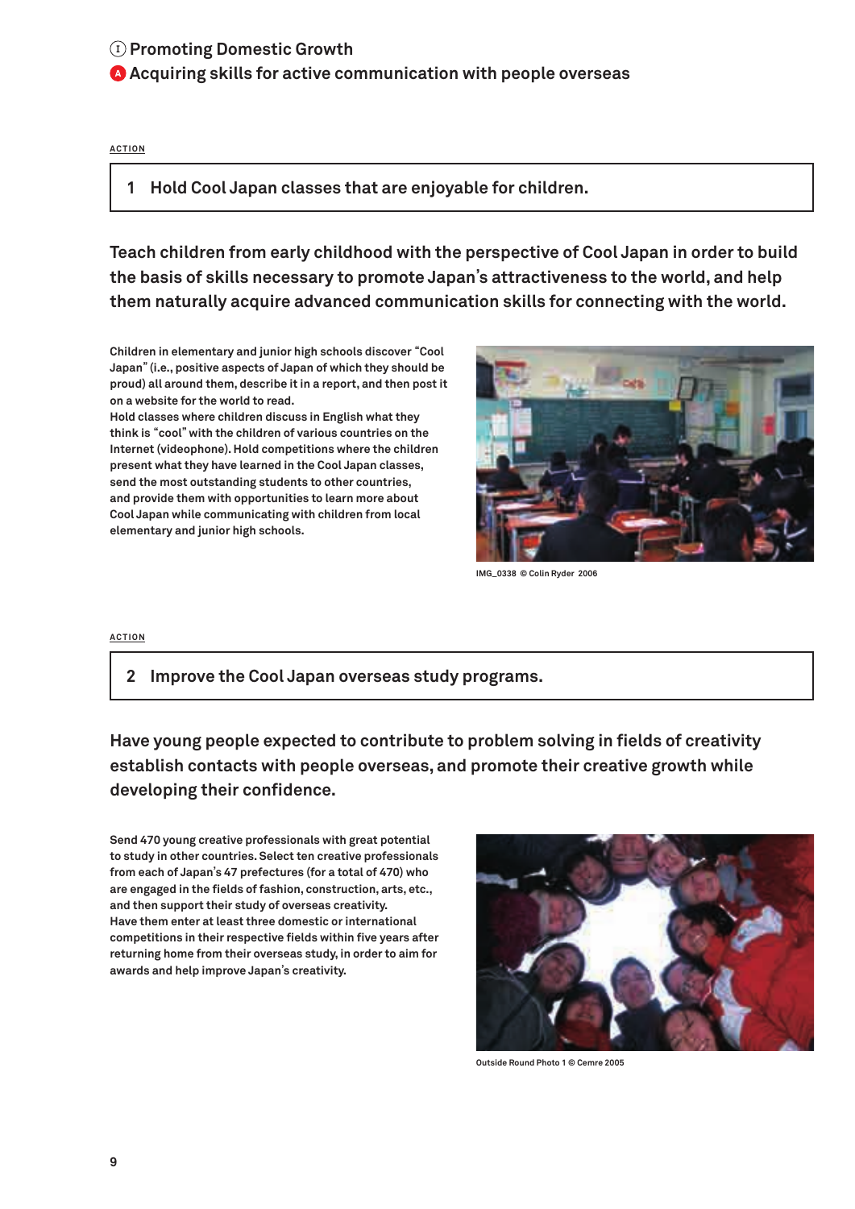## Ⅰ Promoting Domestic Growth

### A Acquiring skills for active communication with people overseas

ACTION

**1 Hold Cool Japan classes that are enjoyable for children.**

**Teach children from early childhood with the perspective of Cool Japan in order to build the basis of skills necessary to promote Japan's attractiveness to the world, and help them naturally acquire advanced communication skills for connecting with the world.**

Children in elementary and junior high schools discover "Cool Japan" (i.e., positive aspects of Japan of which they should be proud) all around them, describe it in a report, and then post it on a website for the world to read.
Hold classes where children discuss in English what they think is "cool" with the children of various countries on the Internet (videophone). Hold competitions where the children present what they have learned in the Cool Japan classes, send the most outstanding students to other countries, and provide them with opportunities to learn more about Cool Japan while communicating with children from local elementary and junior high schools.

IMG_0338 © Colin Ryder 2006

ACTION

**2 Improve the Cool Japan overseas study programs.**

**Have young people expected to contribute to problem solving in fields of creativity establish contacts with people overseas, and promote their creative growth while developing their confidence.**

Send 470 young creative professionals with great potential to study in other countries. Select ten creative professionals from each of Japan's 47 prefectures (for a total of 470) who are engaged in the fields of fashion, construction, arts, etc., and then support their study of overseas creativity.
Have them enter at least three domestic or international competitions in their respective fields within five years after returning home from their overseas study, in order to aim for awards and help improve Japan's creativity.

Outside Round Photo 1 © Cemre 2005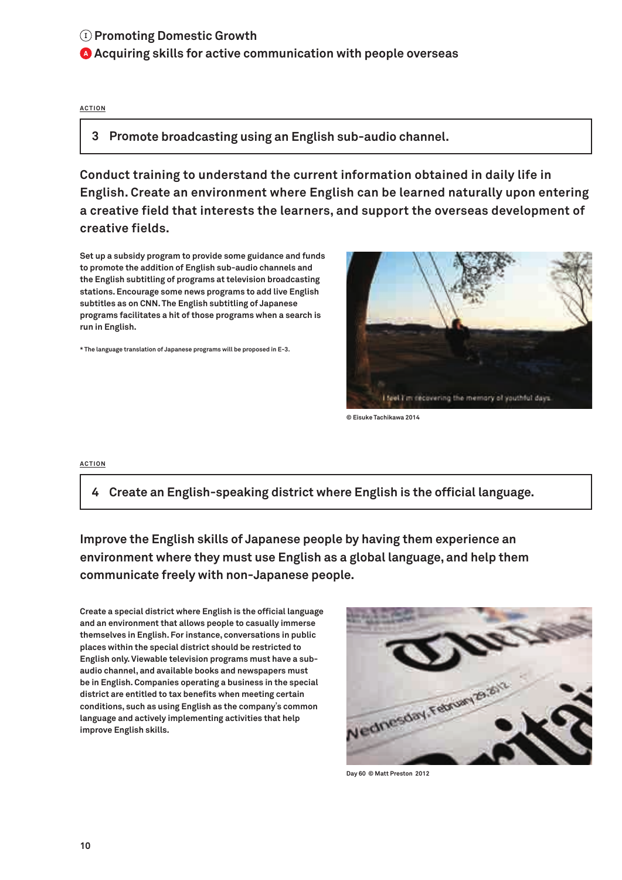## Ⓘ Promoting Domestic Growth

### A Acquiring skills for active communication with people overseas

ACTION

**3 Promote broadcasting using an English sub-audio channel.**

**Conduct training to understand the current information obtained in daily life in English. Create an environment where English can be learned naturally upon entering a creative field that interests the learners, and support the overseas development of creative fields.**

Set up a subsidy program to provide some guidance and funds to promote the addition of English sub-audio channels and the English subtitling of programs at television broadcasting stations. Encourage some news programs to add live English subtitles as on CNN. The English subtitling of Japanese programs facilitates a hit of those programs when a search is run in English.

* The language translation of Japanese programs will be proposed in E-3.

© Eisuke Tachikawa 2014

ACTION

**4 Create an English-speaking district where English is the official language.**

**Improve the English skills of Japanese people by having them experience an environment where they must use English as a global language, and help them communicate freely with non-Japanese people.**

Create a special district where English is the official language and an environment that allows people to casually immerse themselves in English. For instance, conversations in public places within the special district should be restricted to English only. Viewable television programs must have a sub-audio channel, and available books and newspapers must be in English. Companies operating a business in the special district are entitled to tax benefits when meeting certain conditions, such as using English as the company's common language and actively implementing activities that help improve English skills.

Day 60 © Matt Preston 2012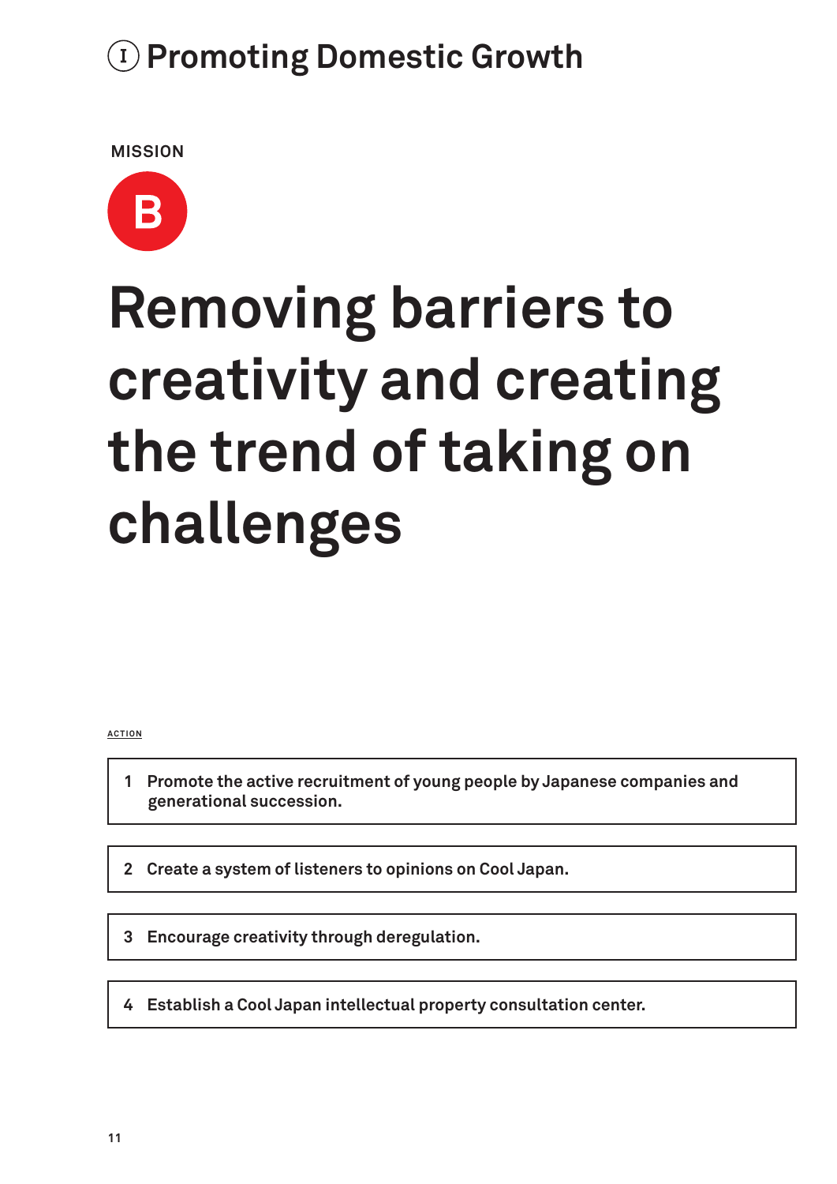## (I) Promoting Domestic Growth

MISSION

**B**

# Removing barriers to creativity and creating the trend of taking on challenges

ACTION

1. Promote the active recruitment of young people by Japanese companies and generational succession.
2. Create a system of listeners to opinions on Cool Japan.
3. Encourage creativity through deregulation.
4. Establish a Cool Japan intellectual property consultation center.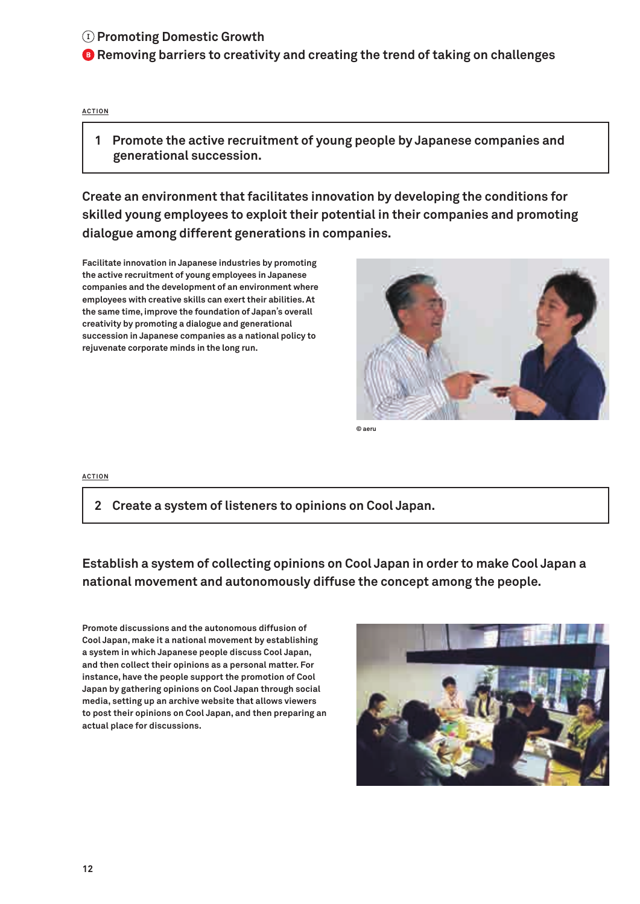## Ⅰ Promoting Domestic Growth

### B Removing barriers to creativity and creating the trend of taking on challenges

ACTION

**1 Promote the active recruitment of young people by Japanese companies and generational succession.**

**Create an environment that facilitates innovation by developing the conditions for skilled young employees to exploit their potential in their companies and promoting dialogue among different generations in companies.**

Facilitate innovation in Japanese industries by promoting the active recruitment of young employees in Japanese companies and the development of an environment where employees with creative skills can exert their abilities. At the same time, improve the foundation of Japan's overall creativity by promoting a dialogue and generational succession in Japanese companies as a national policy to rejuvenate corporate minds in the long run.

© aeru

ACTION

**2 Create a system of listeners to opinions on Cool Japan.**

**Establish a system of collecting opinions on Cool Japan in order to make Cool Japan a national movement and autonomously diffuse the concept among the people.**

Promote discussions and the autonomous diffusion of Cool Japan, make it a national movement by establishing a system in which Japanese people discuss Cool Japan, and then collect their opinions as a personal matter. For instance, have the people support the promotion of Cool Japan by gathering opinions on Cool Japan through social media, setting up an archive website that allows viewers to post their opinions on Cool Japan, and then preparing an actual place for discussions.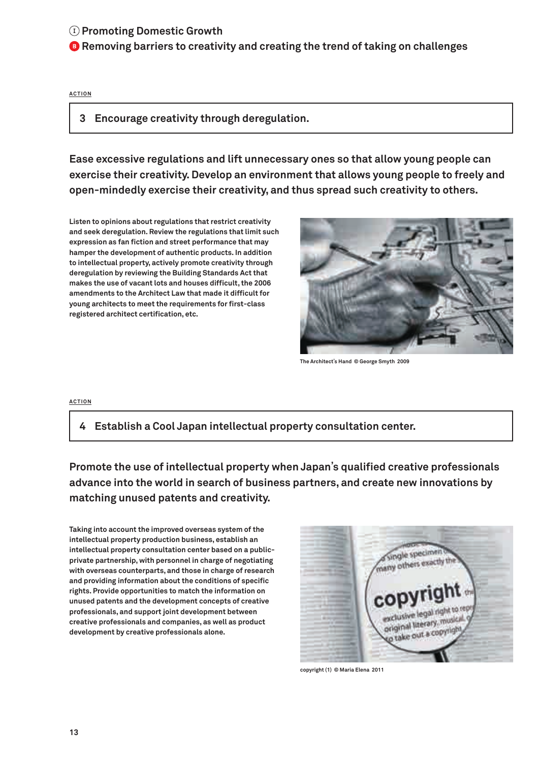Ⅰ Promoting Domestic Growth

B Removing barriers to creativity and creating the trend of taking on challenges

ACTION

## 3 Encourage creativity through deregulation.

**Ease excessive regulations and lift unnecessary ones so that allow young people can exercise their creativity. Develop an environment that allows young people to freely and open-mindedly exercise their creativity, and thus spread such creativity to others.**

Listen to opinions about regulations that restrict creativity and seek deregulation. Review the regulations that limit such expression as fan fiction and street performance that may hamper the development of authentic products. In addition to intellectual property, actively promote creativity through deregulation by reviewing the Building Standards Act that makes the use of vacant lots and houses difficult, the 2006 amendments to the Architect Law that made it difficult for young architects to meet the requirements for first-class registered architect certification, etc.

The Architect's Hand © George Smyth 2009

ACTION

## 4 Establish a Cool Japan intellectual property consultation center.

**Promote the use of intellectual property when Japan's qualified creative professionals advance into the world in search of business partners, and create new innovations by matching unused patents and creativity.**

Taking into account the improved overseas system of the intellectual property production business, establish an intellectual property consultation center based on a public-private partnership, with personnel in charge of negotiating with overseas counterparts, and those in charge of research and providing information about the conditions of specific rights. Provide opportunities to match the information on unused patents and the development concepts of creative professionals, and support joint development between creative professionals and companies, as well as product development by creative professionals alone.

copyright (1) © Maria Elena 2011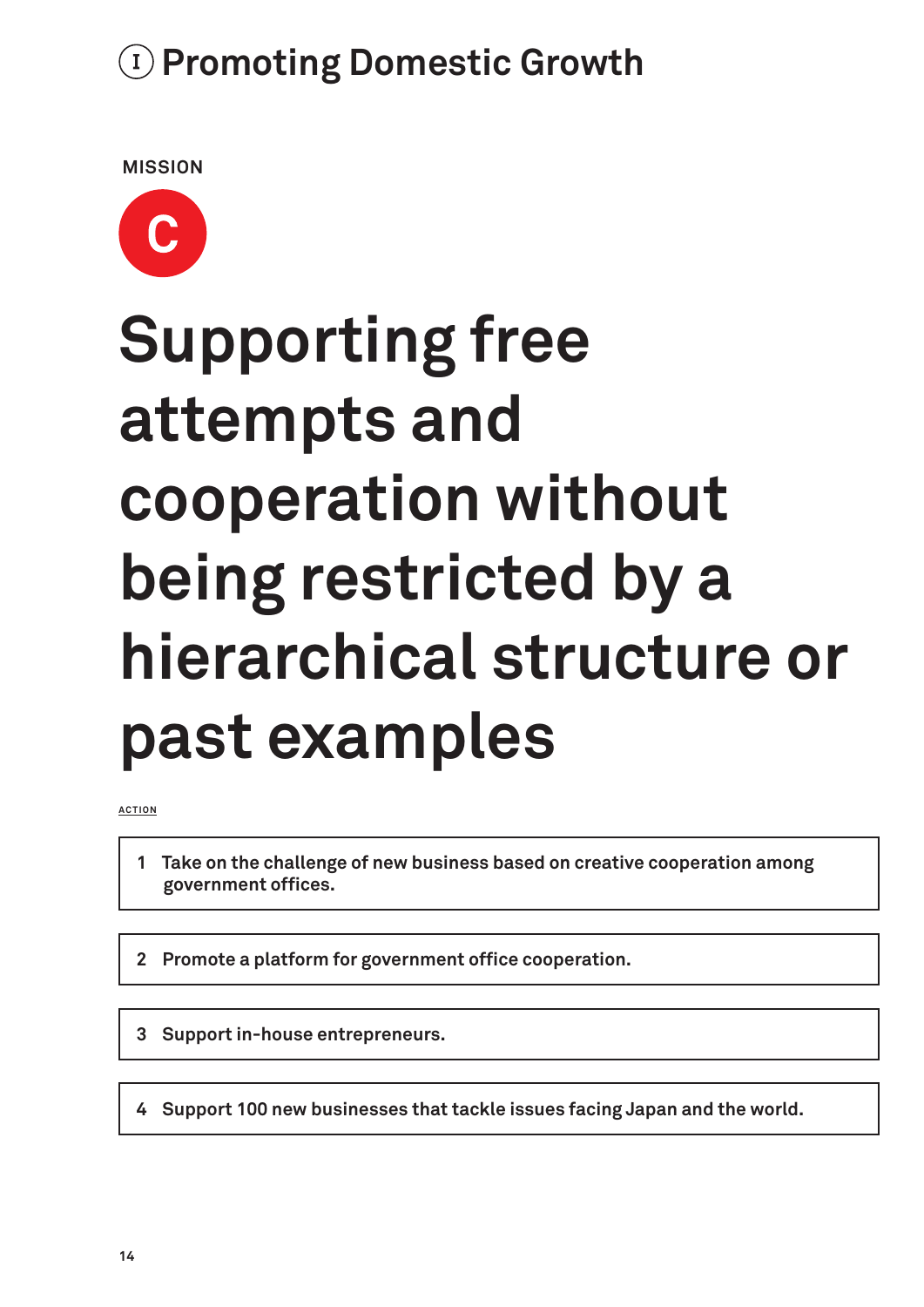# Ⓘ Promoting Domestic Growth

MISSION

**C**

## Supporting free attempts and cooperation without being restricted by a hierarchical structure or past examples

ACTION

1. Take on the challenge of new business based on creative cooperation among government offices.
2. Promote a platform for government office cooperation.
3. Support in-house entrepreneurs.
4. Support 100 new businesses that tackle issues facing Japan and the world.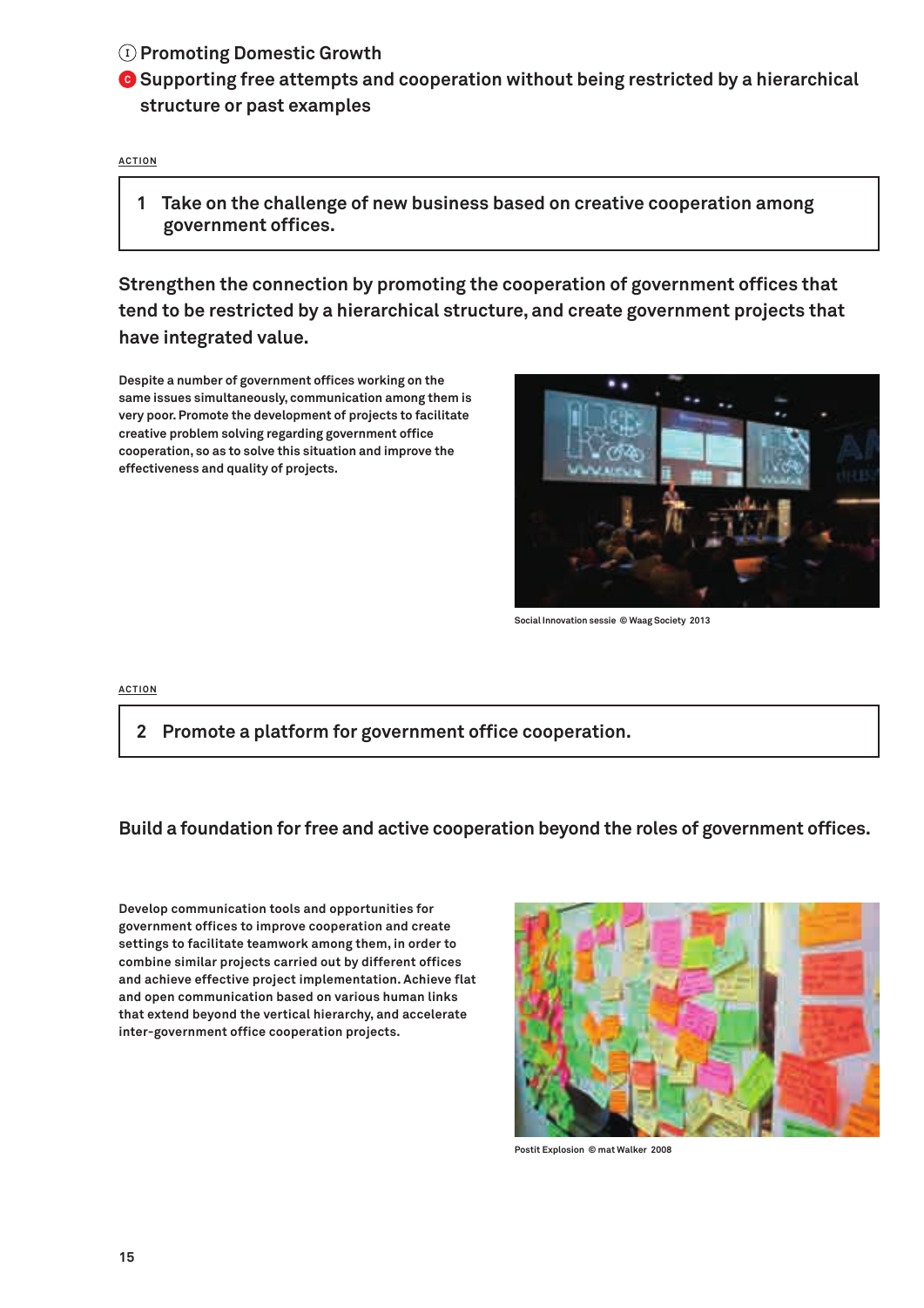Ⓘ Promoting Domestic Growth

Ⓒ **Supporting free attempts and cooperation without being restricted by a hierarchical structure or past examples**

ACTION

## 1 Take on the challenge of new business based on creative cooperation among government offices.

### Strengthen the connection by promoting the cooperation of government offices that tend to be restricted by a hierarchical structure, and create government projects that have integrated value.

Despite a number of government offices working on the same issues simultaneously, communication among them is very poor. Promote the development of projects to facilitate creative problem solving regarding government office cooperation, so as to solve this situation and improve the effectiveness and quality of projects.

Social Innovation sessie © Waag Society 2013

ACTION

## 2 Promote a platform for government office cooperation.

### Build a foundation for free and active cooperation beyond the roles of government offices.

Develop communication tools and opportunities for government offices to improve cooperation and create settings to facilitate teamwork among them, in order to combine similar projects carried out by different offices and achieve effective project implementation. Achieve flat and open communication based on various human links that extend beyond the vertical hierarchy, and accelerate inter-government office cooperation projects.

Postit Explosion © mat Walker 2008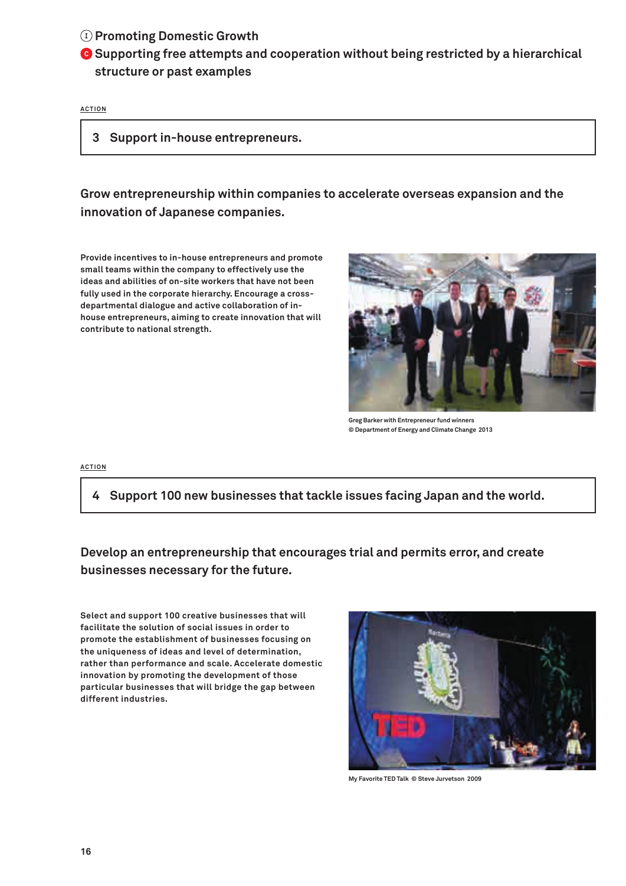Ⓘ Promoting Domestic Growth

## Ⓒ Supporting free attempts and cooperation without being restricted by a hierarchical structure or past examples

ACTION

### 3 Support in-house entrepreneurs.

**Grow entrepreneurship within companies to accelerate overseas expansion and the innovation of Japanese companies.**

Provide incentives to in-house entrepreneurs and promote small teams within the company to effectively use the ideas and abilities of on-site workers that have not been fully used in the corporate hierarchy. Encourage a cross-departmental dialogue and active collaboration of in-house entrepreneurs, aiming to create innovation that will contribute to national strength.

Greg Barker with Entrepreneur fund winners
© Department of Energy and Climate Change 2013

ACTION

### 4 Support 100 new businesses that tackle issues facing Japan and the world.

**Develop an entrepreneurship that encourages trial and permits error, and create businesses necessary for the future.**

Select and support 100 creative businesses that will facilitate the solution of social issues in order to promote the establishment of businesses focusing on the uniqueness of ideas and level of determination, rather than performance and scale. Accelerate domestic innovation by promoting the development of those particular businesses that will bridge the gap between different industries.

My Favorite TED Talk © Steve Jurvetson 2009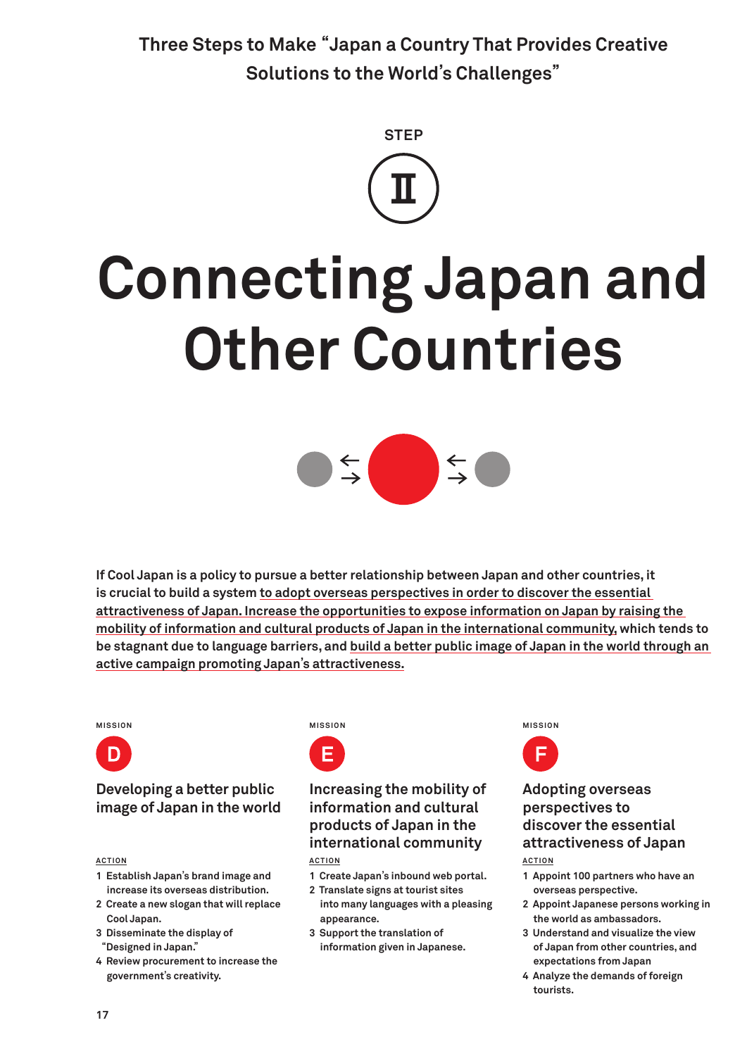Three Steps to Make "Japan a Country That Provides Creative Solutions to the World's Challenges"

STEP

II

# Connecting Japan and Other Countries

If Cool Japan is a policy to pursue a better relationship between Japan and other countries, it is crucial to build a system to adopt overseas perspectives in order to discover the essential attractiveness of Japan. Increase the opportunities to expose information on Japan by raising the mobility of information and cultural products of Japan in the international community, which tends to be stagnant due to language barriers, and build a better public image of Japan in the world through an active campaign promoting Japan's attractiveness.

MISSION

**D**

### Developing a better public image of Japan in the world

ACTION

1. Establish Japan's brand image and increase its overseas distribution.
2. Create a new slogan that will replace Cool Japan.
3. Disseminate the display of "Designed in Japan."
4. Review procurement to increase the government's creativity.

MISSION

**E**

### Increasing the mobility of information and cultural products of Japan in the international community

ACTION

1. Create Japan's inbound web portal.
2. Translate signs at tourist sites into many languages with a pleasing appearance.
3. Support the translation of information given in Japanese.

MISSION

**F**

### Adopting overseas perspectives to discover the essential attractiveness of Japan

ACTION

1. Appoint 100 partners who have an overseas perspective.
2. Appoint Japanese persons working in the world as ambassadors.
3. Understand and visualize the view of Japan from other countries, and expectations from Japan
4. Analyze the demands of foreign tourists.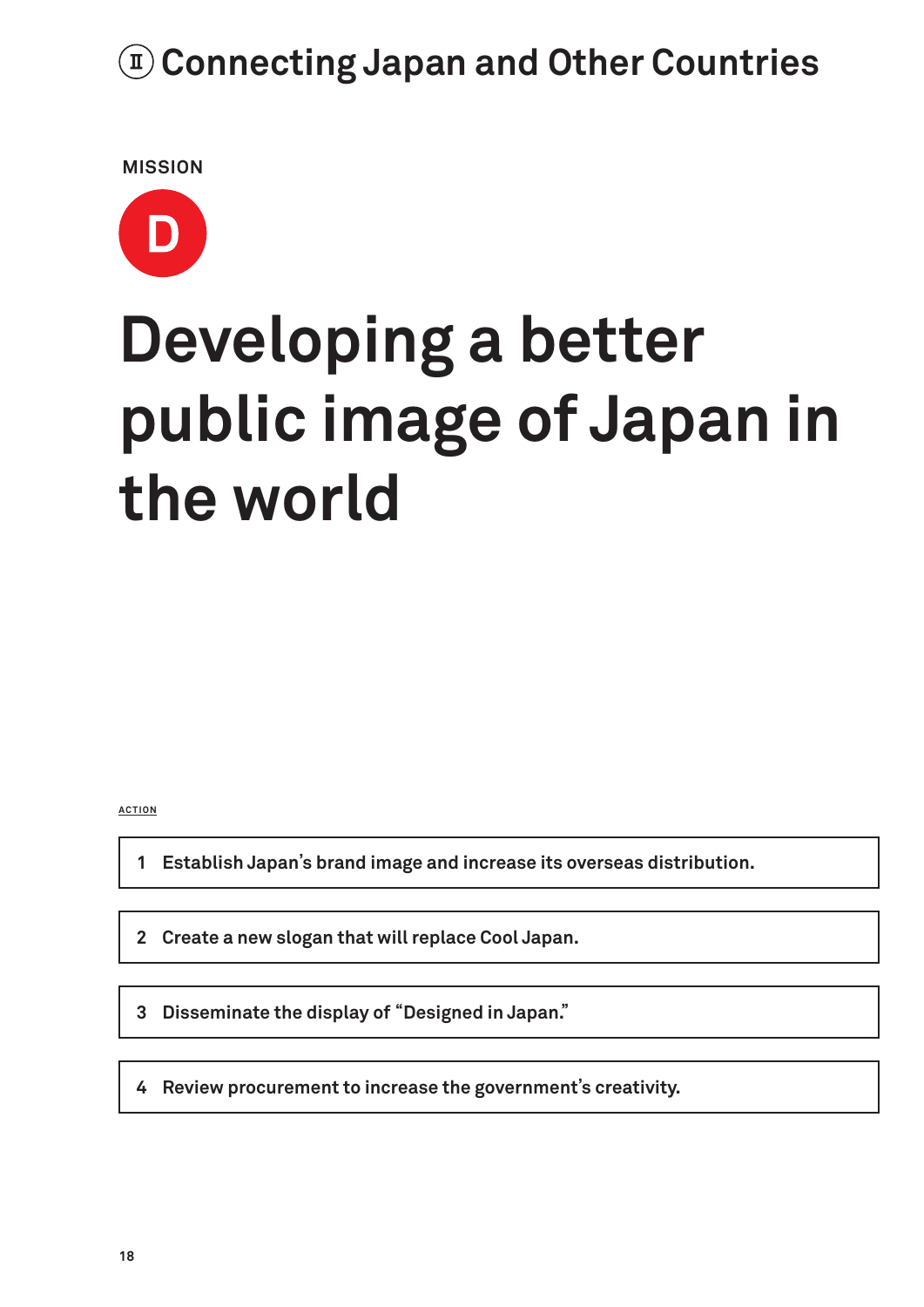# Ⅱ Connecting Japan and Other Countries

MISSION

**D**

# Developing a better public image of Japan in the world

ACTION

1. **Establish Japan's brand image and increase its overseas distribution.**
2. **Create a new slogan that will replace Cool Japan.**
3. **Disseminate the display of "Designed in Japan."**
4. **Review procurement to increase the government's creativity.**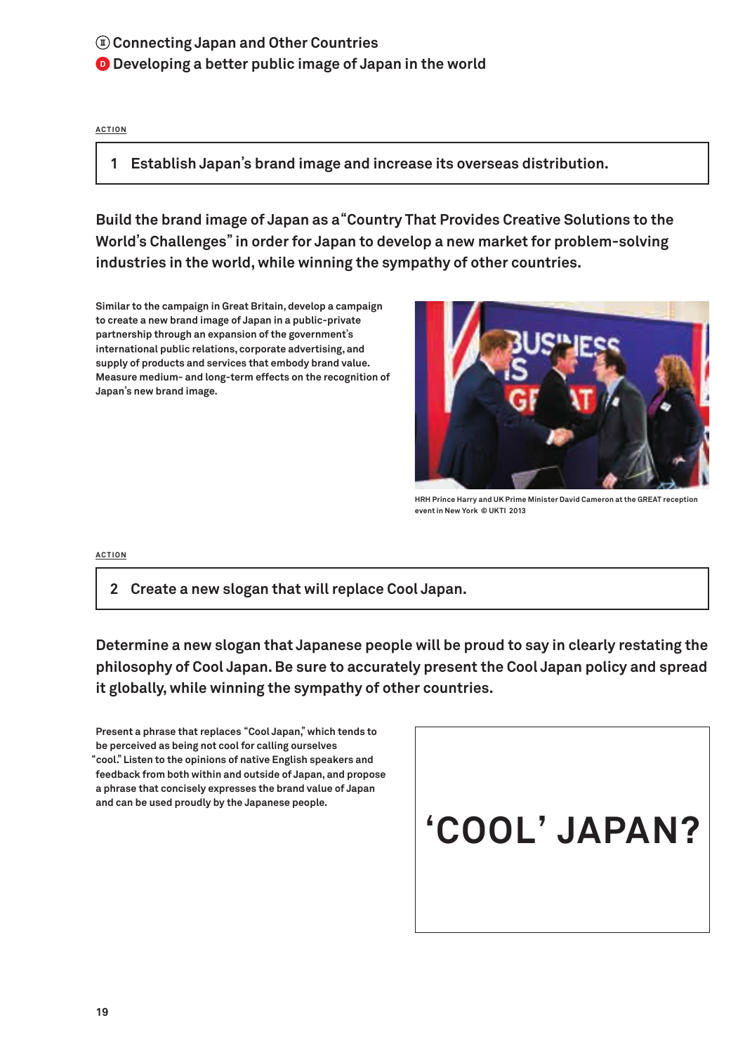Ⅱ Connecting Japan and Other Countries

D Developing a better public image of Japan in the world

ACTION

## 1 Establish Japan's brand image and increase its overseas distribution.

**Build the brand image of Japan as a "Country That Provides Creative Solutions to the World's Challenges" in order for Japan to develop a new market for problem-solving industries in the world, while winning the sympathy of other countries.**

Similar to the campaign in Great Britain, develop a campaign to create a new brand image of Japan in a public-private partnership through an expansion of the government's international public relations, corporate advertising, and supply of products and services that embody brand value. Measure medium- and long-term effects on the recognition of Japan's new brand image.

HRH Prince Harry and UK Prime Minister David Cameron at the GREAT reception event in New York © UKTI 2013

ACTION

## 2 Create a new slogan that will replace Cool Japan.

**Determine a new slogan that Japanese people will be proud to say in clearly restating the philosophy of Cool Japan. Be sure to accurately present the Cool Japan policy and spread it globally, while winning the sympathy of other countries.**

Present a phrase that replaces "Cool Japan," which tends to be perceived as being not cool for calling ourselves "cool." Listen to the opinions of native English speakers and feedback from both within and outside of Japan, and propose a phrase that concisely expresses the brand value of Japan and can be used proudly by the Japanese people.

'COOL' JAPAN?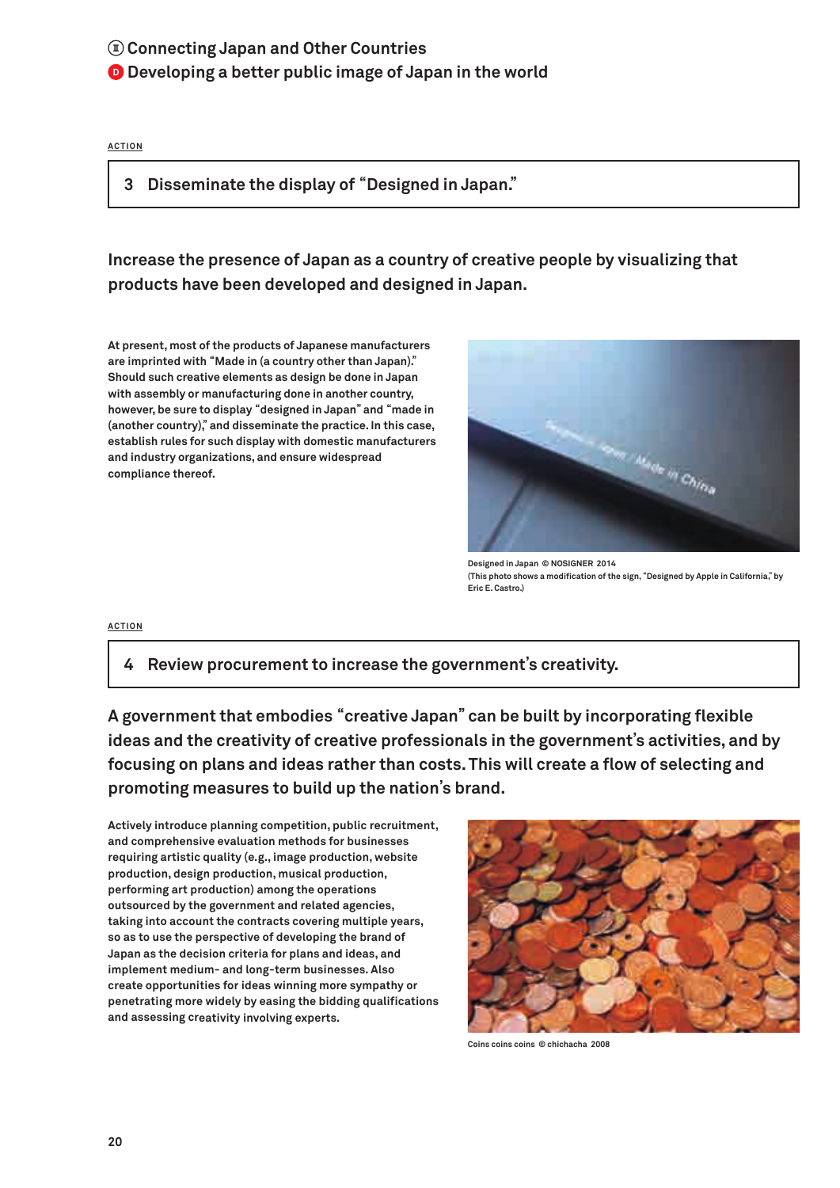Ⅱ Connecting Japan and Other Countries

D Developing a better public image of Japan in the world

ACTION

## 3 Disseminate the display of "Designed in Japan."

### Increase the presence of Japan as a country of creative people by visualizing that products have been developed and designed in Japan.

At present, most of the products of Japanese manufacturers are imprinted with "Made in (a country other than Japan)." Should such creative elements as design be done in Japan with assembly or manufacturing done in another country, however, be sure to display "designed in Japan" and "made in (another country)," and disseminate the practice. In this case, establish rules for such display with domestic manufacturers and industry organizations, and ensure widespread compliance thereof.

Designed in Japan © NOSIGNER 2014
(This photo shows a modification of the sign, "Designed by Apple in California," by Eric E. Castro.)

ACTION

## 4 Review procurement to increase the government's creativity.

### A government that embodies "creative Japan" can be built by incorporating flexible ideas and the creativity of creative professionals in the government's activities, and by focusing on plans and ideas rather than costs. This will create a flow of selecting and promoting measures to build up the nation's brand.

Actively introduce planning competition, public recruitment, and comprehensive evaluation methods for businesses requiring artistic quality (e.g., image production, website production, design production, musical production, performing art production) among the operations outsourced by the government and related agencies, taking into account the contracts covering multiple years, so as to use the perspective of developing the brand of Japan as the decision criteria for plans and ideas, and implement medium- and long-term businesses. Also create opportunities for ideas winning more sympathy or penetrating more widely by easing the bidding qualifications and assessing creativity involving experts.

Coins coins coins © chichacha 2008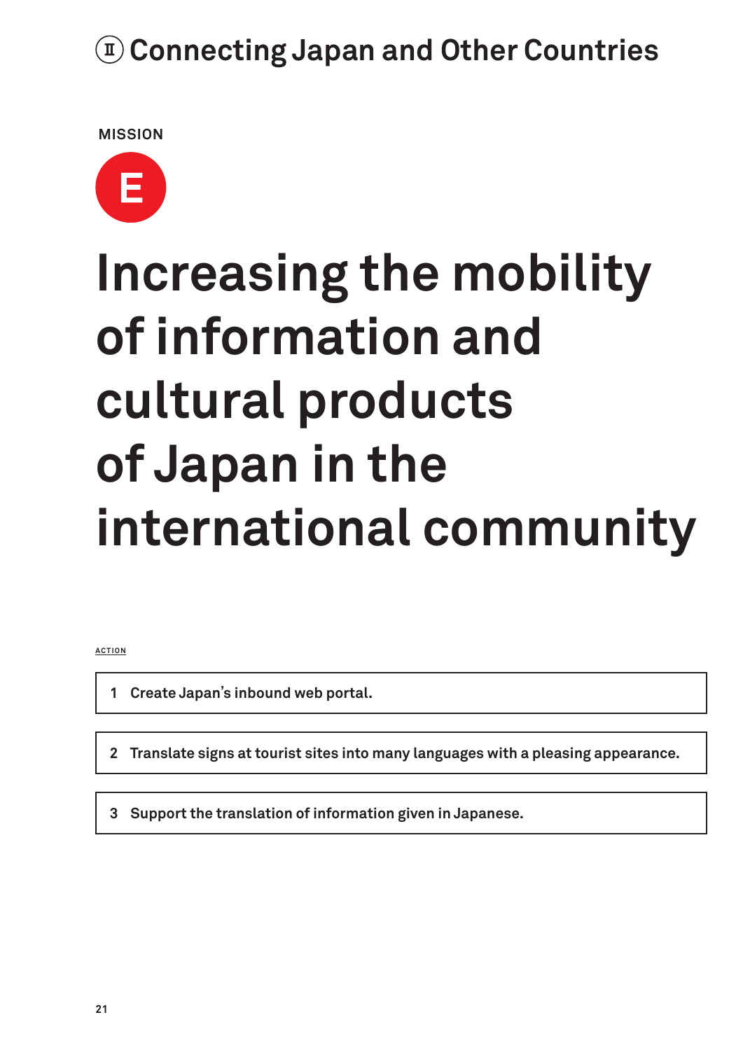# Ⅱ Connecting Japan and Other Countries

MISSION

**E**

## Increasing the mobility of information and cultural products of Japan in the international community

ACTION

1. Create Japan's inbound web portal.
2. Translate signs at tourist sites into many languages with a pleasing appearance.
3. Support the translation of information given in Japanese.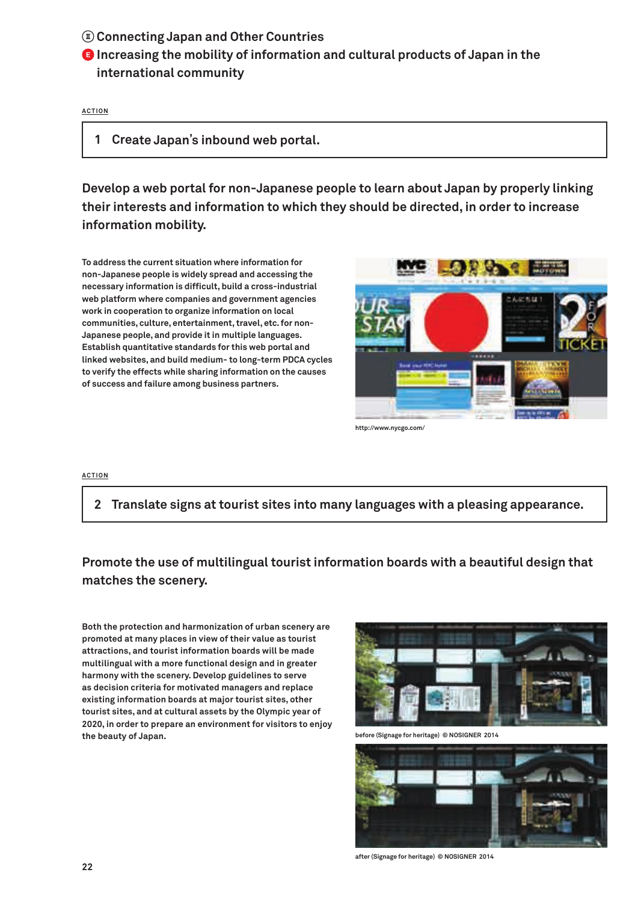## Ⅱ Connecting Japan and Other Countries

### E Increasing the mobility of information and cultural products of Japan in the international community

ACTION

**1 Create Japan's inbound web portal.**

**Develop a web portal for non-Japanese people to learn about Japan by properly linking their interests and information to which they should be directed, in order to increase information mobility.**

To address the current situation where information for non-Japanese people is widely spread and accessing the necessary information is difficult, build a cross-industrial web platform where companies and government agencies work in cooperation to organize information on local communities, culture, entertainment, travel, etc. for non-Japanese people, and provide it in multiple languages. Establish quantitative standards for this web portal and linked websites, and build medium- to long-term PDCA cycles to verify the effects while sharing information on the causes of success and failure among business partners.

http://www.nycgo.com/

ACTION

**2 Translate signs at tourist sites into many languages with a pleasing appearance.**

**Promote the use of multilingual tourist information boards with a beautiful design that matches the scenery.**

Both the protection and harmonization of urban scenery are promoted at many places in view of their value as tourist attractions, and tourist information boards will be made multilingual with a more functional design and in greater harmony with the scenery. Develop guidelines to serve as decision criteria for motivated managers and replace existing information boards at major tourist sites, other tourist sites, and at cultural assets by the Olympic year of 2020, in order to prepare an environment for visitors to enjoy the beauty of Japan.

before (Signage for heritage) © NOSIGNER 2014

after (Signage for heritage) © NOSIGNER 2014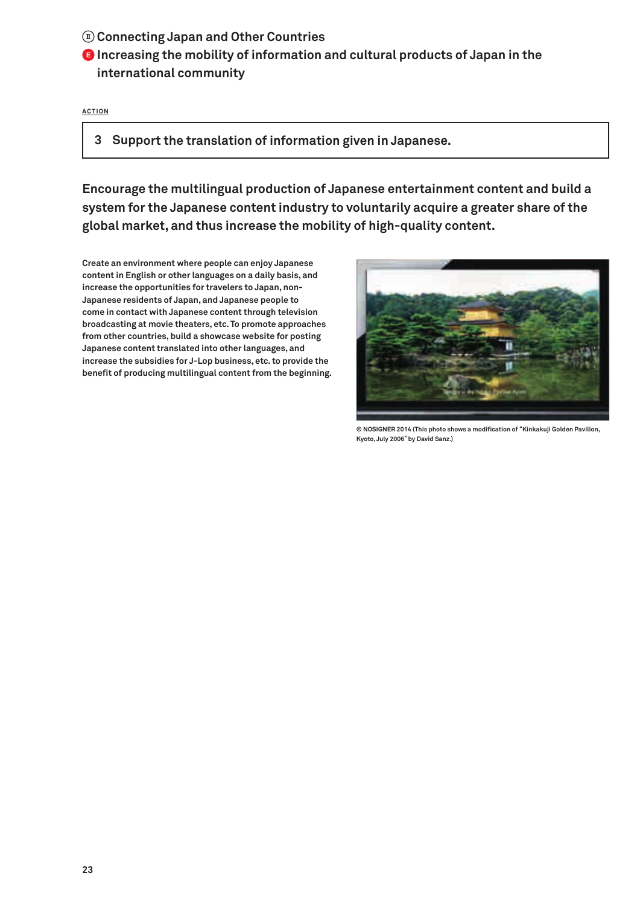Ⅱ Connecting Japan and Other Countries

**E** Increasing the mobility of information and cultural products of Japan in the international community

ACTION

## 3 Support the translation of information given in Japanese.

**Encourage the multilingual production of Japanese entertainment content and build a system for the Japanese content industry to voluntarily acquire a greater share of the global market, and thus increase the mobility of high-quality content.**

Create an environment where people can enjoy Japanese content in English or other languages on a daily basis, and increase the opportunities for travelers to Japan, non-Japanese residents of Japan, and Japanese people to come in contact with Japanese content through television broadcasting at movie theaters, etc. To promote approaches from other countries, build a showcase website for posting Japanese content translated into other languages, and increase the subsidies for J-Lop business, etc. to provide the benefit of producing multilingual content from the beginning.

© NOSIGNER 2014 (This photo shows a modification of "Kinkakuji Golden Pavilion, Kyoto, July 2006" by David Sanz.)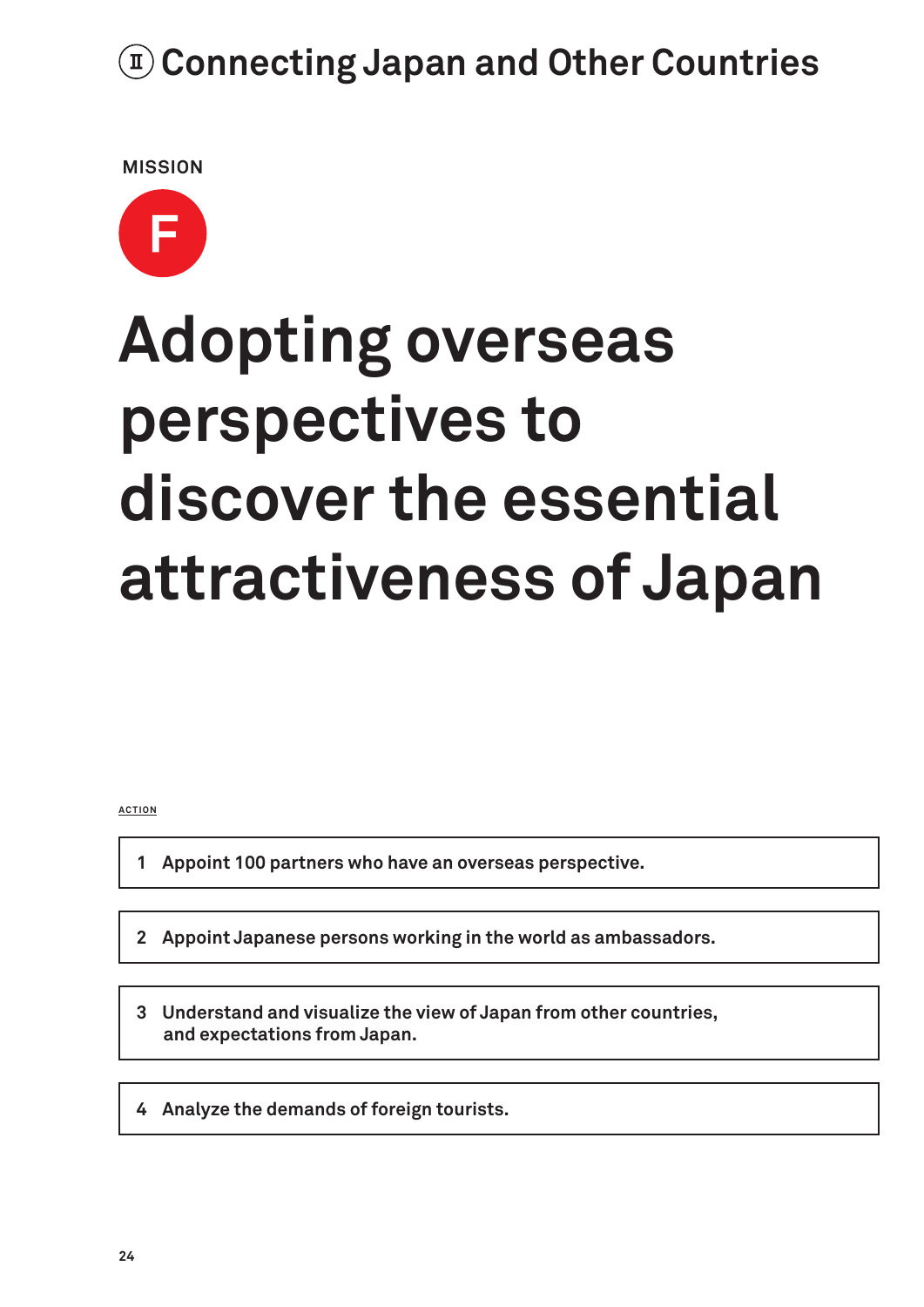# Ⅱ Connecting Japan and Other Countries

MISSION

**F**

## Adopting overseas perspectives to discover the essential attractiveness of Japan

ACTION

1. Appoint 100 partners who have an overseas perspective.
2. Appoint Japanese persons working in the world as ambassadors.
3. Understand and visualize the view of Japan from other countries, and expectations from Japan.
4. Analyze the demands of foreign tourists.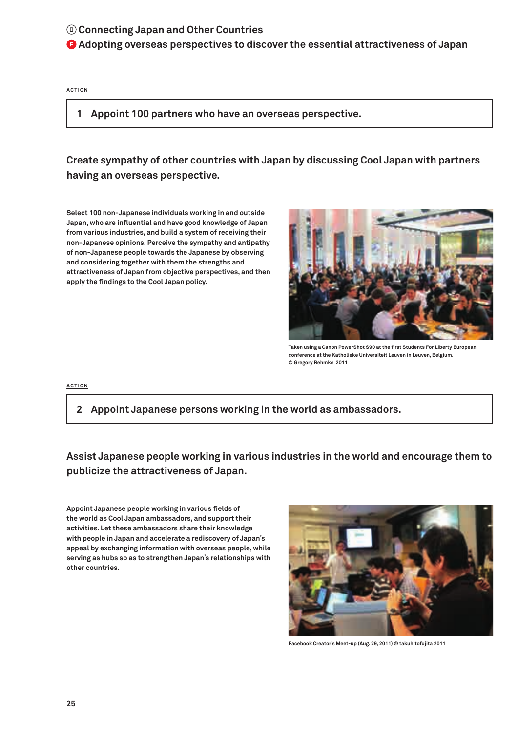## Ⅱ Connecting Japan and Other Countries

### F Adopting overseas perspectives to discover the essential attractiveness of Japan

ACTION

**1 Appoint 100 partners who have an overseas perspective.**

**Create sympathy of other countries with Japan by discussing Cool Japan with partners having an overseas perspective.**

Select 100 non-Japanese individuals working in and outside Japan, who are influential and have good knowledge of Japan from various industries, and build a system of receiving their non-Japanese opinions. Perceive the sympathy and antipathy of non-Japanese people towards the Japanese by observing and considering together with them the strengths and attractiveness of Japan from objective perspectives, and then apply the findings to the Cool Japan policy.

Taken using a Canon PowerShot S90 at the first Students For Liberty European conference at the Katholieke Universiteit Leuven in Leuven, Belgium.
© Gregory Rehmke 2011

ACTION

**2 Appoint Japanese persons working in the world as ambassadors.**

**Assist Japanese people working in various industries in the world and encourage them to publicize the attractiveness of Japan.**

Appoint Japanese people working in various fields of the world as Cool Japan ambassadors, and support their activities. Let these ambassadors share their knowledge with people in Japan and accelerate a rediscovery of Japan's appeal by exchanging information with overseas people, while serving as hubs so as to strengthen Japan's relationships with other countries.

Facebook Creator's Meet-up (Aug. 29, 2011) © takuhitofujita 2011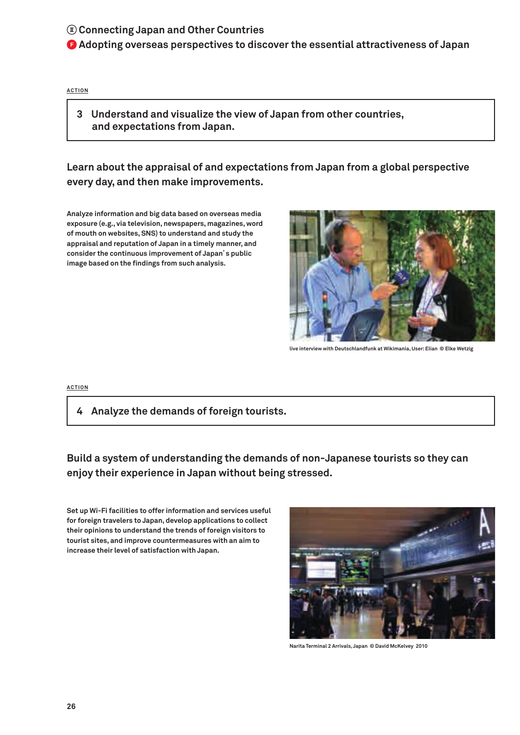Ⅱ Connecting Japan and Other Countries

F Adopting overseas perspectives to discover the essential attractiveness of Japan

ACTION

## 3 Understand and visualize the view of Japan from other countries, and expectations from Japan.

### Learn about the appraisal of and expectations from Japan from a global perspective every day, and then make improvements.

**Analyze information and big data based on overseas media exposure (e.g., via television, newspapers, magazines, word of mouth on websites, SNS) to understand and study the appraisal and reputation of Japan in a timely manner, and consider the continuous improvement of Japan's public image based on the findings from such analysis.**

live interview with Deutschlandfunk at Wikimania, User: Elian © Elke Wetzig

ACTION

## 4 Analyze the demands of foreign tourists.

### Build a system of understanding the demands of non-Japanese tourists so they can enjoy their experience in Japan without being stressed.

**Set up Wi-Fi facilities to offer information and services useful for foreign travelers to Japan, develop applications to collect their opinions to understand the trends of foreign visitors to tourist sites, and improve countermeasures with an aim to increase their level of satisfaction with Japan.**

Narita Terminal 2 Arrivals, Japan © David McKelvey 2010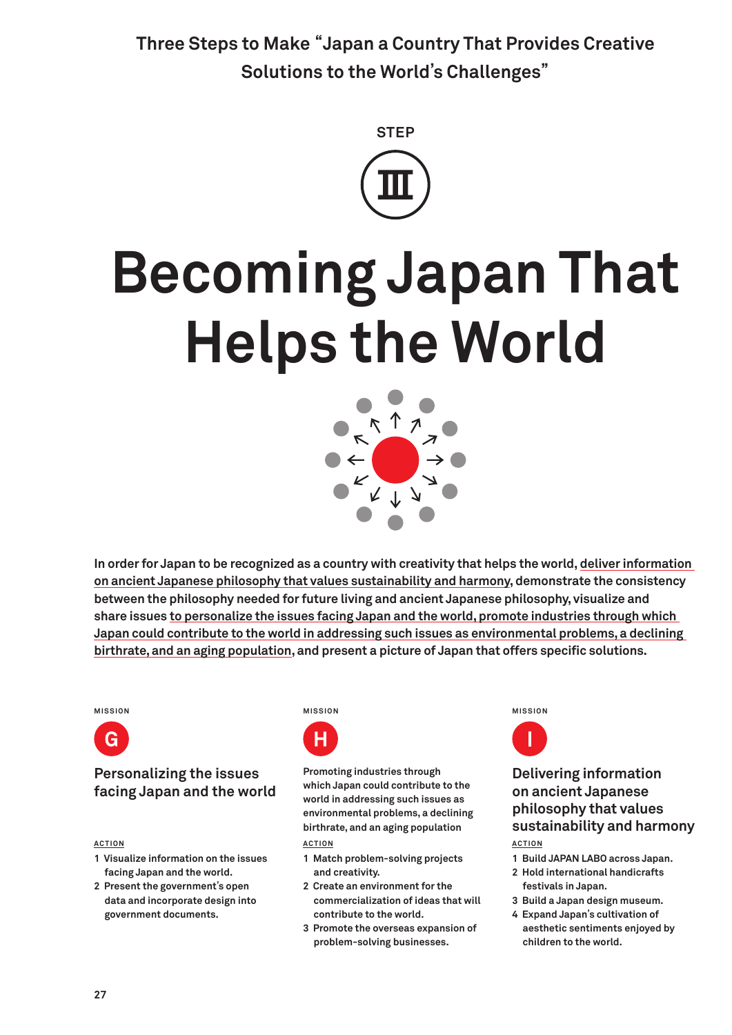Three Steps to Make "Japan a Country That Provides Creative Solutions to the World's Challenges"

STEP

Ⅲ

# Becoming Japan That Helps the World

In order for Japan to be recognized as a country with creativity that helps the world, deliver information on ancient Japanese philosophy that values sustainability and harmony, demonstrate the consistency between the philosophy needed for future living and ancient Japanese philosophy, visualize and share issues to personalize the issues facing Japan and the world, promote industries through which Japan could contribute to the world in addressing such issues as environmental problems, a declining birthrate, and an aging population, and present a picture of Japan that offers specific solutions.

MISSION

**G**

## Personalizing the issues facing Japan and the world

ACTION

1. Visualize information on the issues facing Japan and the world.
2. Present the government's open data and incorporate design into government documents.

MISSION

**H**

## Promoting industries through which Japan could contribute to the world in addressing such issues as environmental problems, a declining birthrate, and an aging population

ACTION

1. Match problem-solving projects and creativity.
2. Create an environment for the commercialization of ideas that will contribute to the world.
3. Promote the overseas expansion of problem-solving businesses.

MISSION

**I**

## Delivering information on ancient Japanese philosophy that values sustainability and harmony

ACTION

1. Build JAPAN LABO across Japan.
2. Hold international handicrafts festivals in Japan.
3. Build a Japan design museum.
4. Expand Japan's cultivation of aesthetic sentiments enjoyed by children to the world.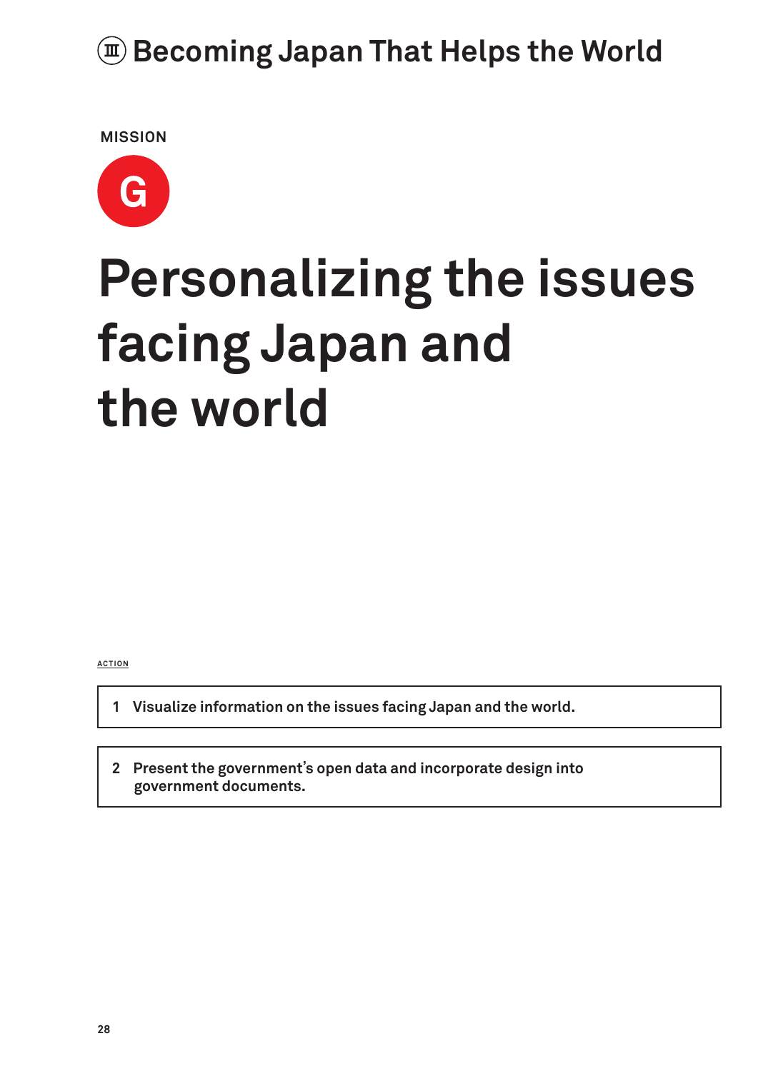# Ⅲ Becoming Japan That Helps the World

MISSION

**G**

## Personalizing the issues facing Japan and the world

ACTION

1. Visualize information on the issues facing Japan and the world.

2. Present the government's open data and incorporate design into government documents.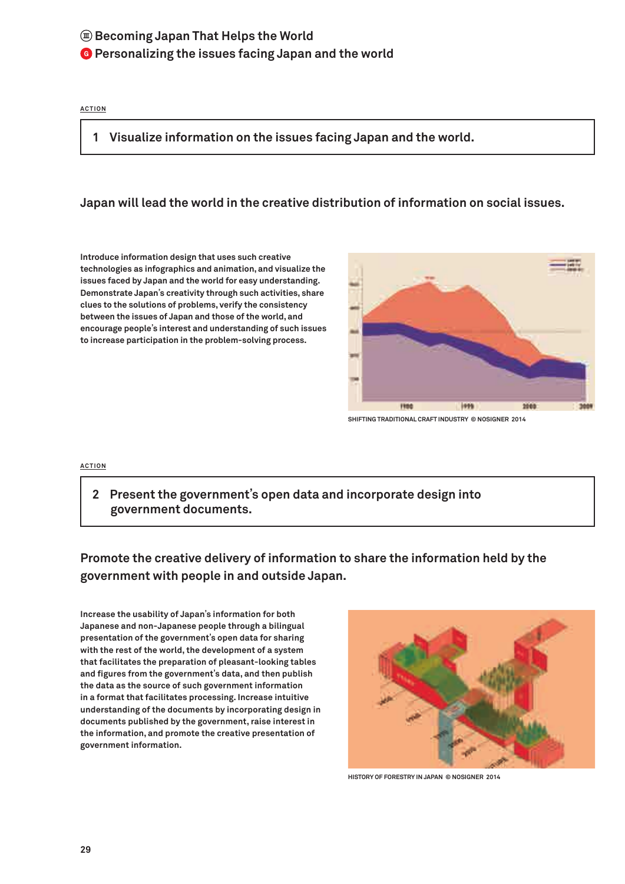## Ⅲ Becoming Japan That Helps the World

### G Personalizing the issues facing Japan and the world

ACTION

**1 Visualize information on the issues facing Japan and the world.**

### Japan will lead the world in the creative distribution of information on social issues.

Introduce information design that uses such creative technologies as infographics and animation, and visualize the issues faced by Japan and the world for easy understanding. Demonstrate Japan's creativity through such activities, share clues to the solutions of problems, verify the consistency between the issues of Japan and those of the world, and encourage people's interest and understanding of such issues to increase participation in the problem-solving process.

SHIFTING TRADITIONAL CRAFT INDUSTRY © NOSIGNER 2014

ACTION

**2 Present the government's open data and incorporate design into government documents.**

### Promote the creative delivery of information to share the information held by the government with people in and outside Japan.

Increase the usability of Japan's information for both Japanese and non-Japanese people through a bilingual presentation of the government's open data for sharing with the rest of the world, the development of a system that facilitates the preparation of pleasant-looking tables and figures from the government's data, and then publish the data as the source of such government information in a format that facilitates processing. Increase intuitive understanding of the documents by incorporating design in documents published by the government, raise interest in the information, and promote the creative presentation of government information.

HISTORY OF FORESTRY IN JAPAN © NOSIGNER 2014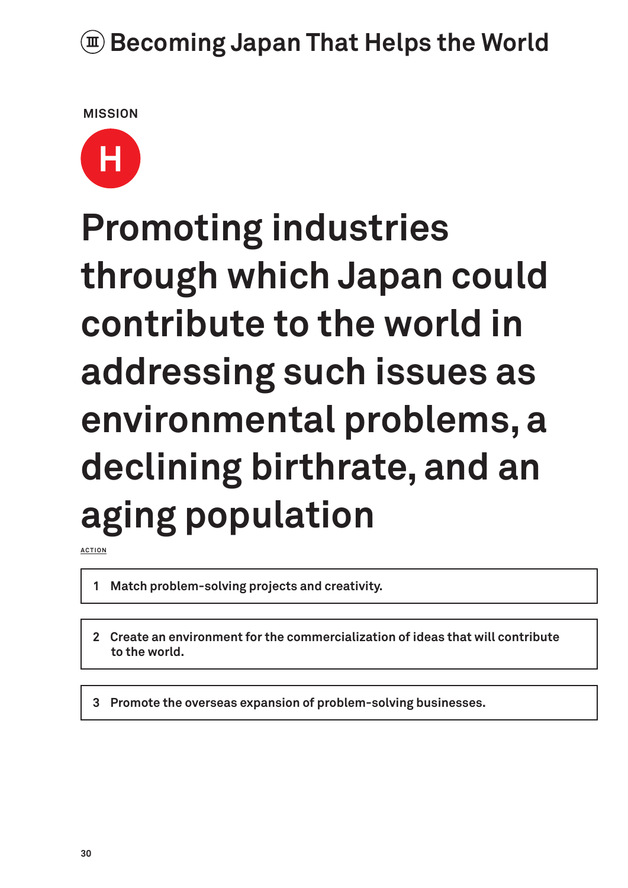# Ⅲ Becoming Japan That Helps the World

MISSION

**H**

## Promoting industries through which Japan could contribute to the world in addressing such issues as environmental problems, a declining birthrate, and an aging population

ACTION

1. **Match problem-solving projects and creativity.**
2. **Create an environment for the commercialization of ideas that will contribute to the world.**
3. **Promote the overseas expansion of problem-solving businesses.**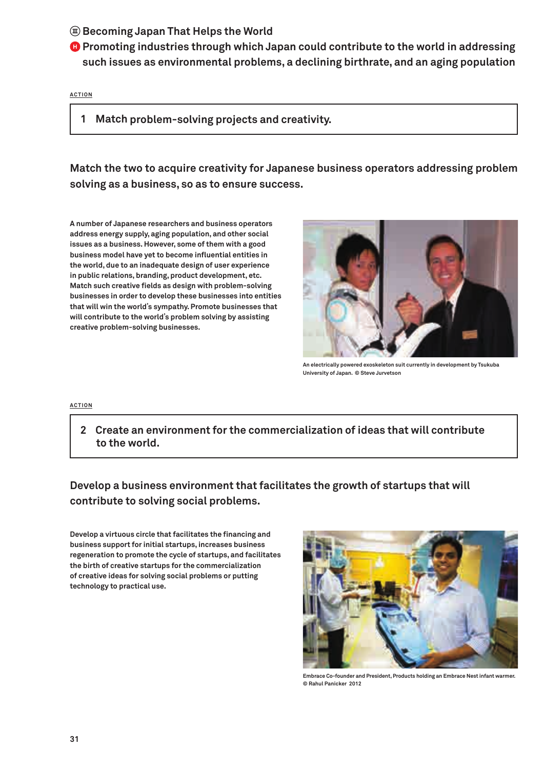## Ⅲ Becoming Japan That Helps the World

### H Promoting industries through which Japan could contribute to the world in addressing such issues as environmental problems, a declining birthrate, and an aging population

ACTION

**1 Match problem-solving projects and creativity.**

### Match the two to acquire creativity for Japanese business operators addressing problem solving as a business, so as to ensure success.

A number of Japanese researchers and business operators address energy supply, aging population, and other social issues as a business. However, some of them with a good business model have yet to become influential entities in the world, due to an inadequate design of user experience in public relations, branding, product development, etc. Match such creative fields as design with problem-solving businesses in order to develop these businesses into entities that will win the world's sympathy. Promote businesses that will contribute to the world's problem solving by assisting creative problem-solving businesses.

An electrically powered exoskeleton suit currently in development by Tsukuba University of Japan. © Steve Jurvetson

ACTION

**2 Create an environment for the commercialization of ideas that will contribute to the world.**

### Develop a business environment that facilitates the growth of startups that will contribute to solving social problems.

Develop a virtuous circle that facilitates the financing and business support for initial startups, increases business regeneration to promote the cycle of startups, and facilitates the birth of creative startups for the commercialization of creative ideas for solving social problems or putting technology to practical use.

Embrace Co-founder and President, Products holding an Embrace Nest infant warmer. © Rahul Panicker 2012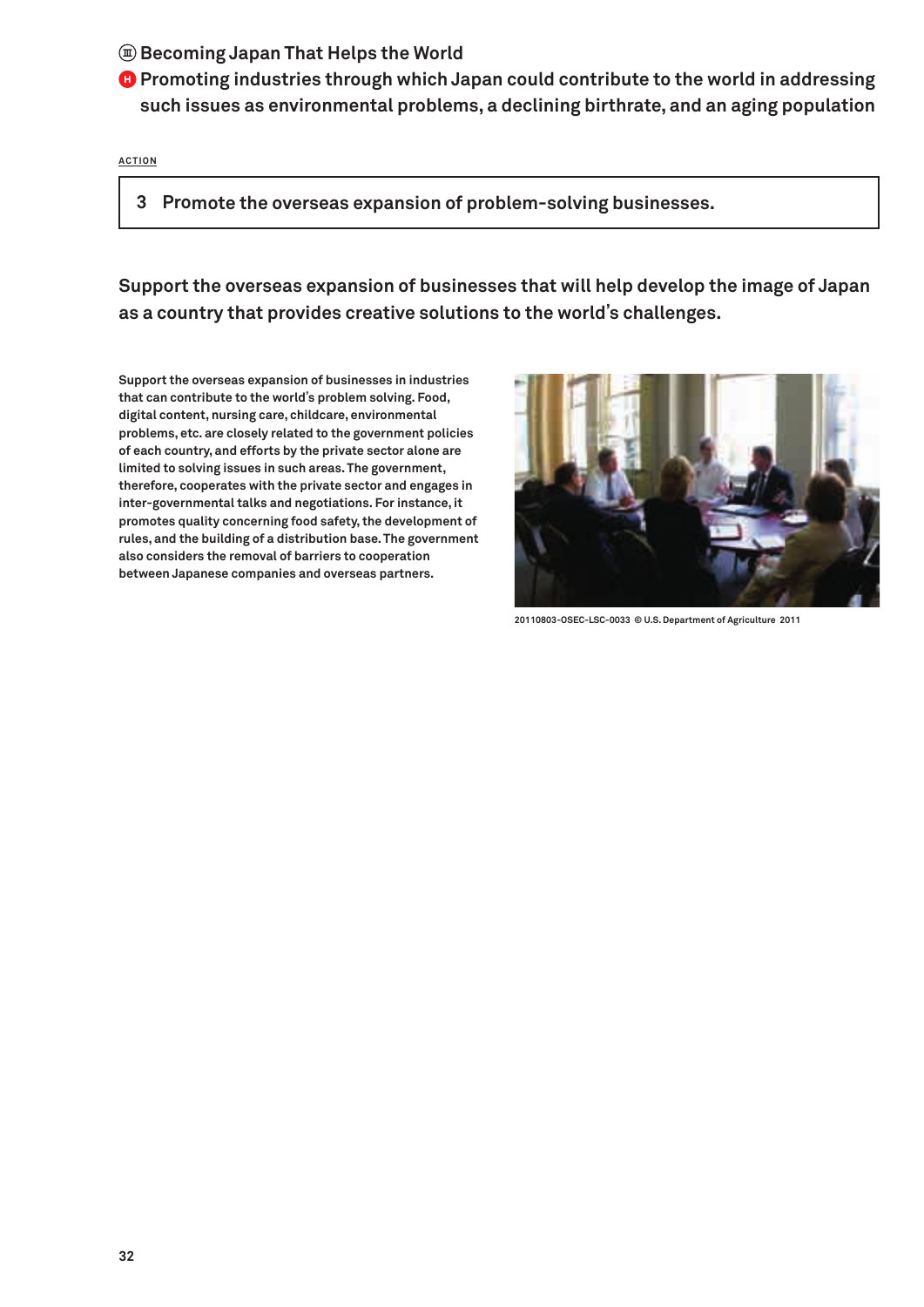## Ⓢ Becoming Japan That Helps the World

### H Promoting industries through which Japan could contribute to the world in addressing such issues as environmental problems, a declining birthrate, and an aging population

ACTION

**3 Promote the overseas expansion of problem-solving businesses.**

**Support the overseas expansion of businesses that will help develop the image of Japan as a country that provides creative solutions to the world's challenges.**

Support the overseas expansion of businesses in industries that can contribute to the world's problem solving. Food, digital content, nursing care, childcare, environmental problems, etc. are closely related to the government policies of each country, and efforts by the private sector alone are limited to solving issues in such areas. The government, therefore, cooperates with the private sector and engages in inter-governmental talks and negotiations. For instance, it promotes quality concerning food safety, the development of rules, and the building of a distribution base. The government also considers the removal of barriers to cooperation between Japanese companies and overseas partners.

20110803-OSEC-LSC-0033 © U.S. Department of Agriculture 2011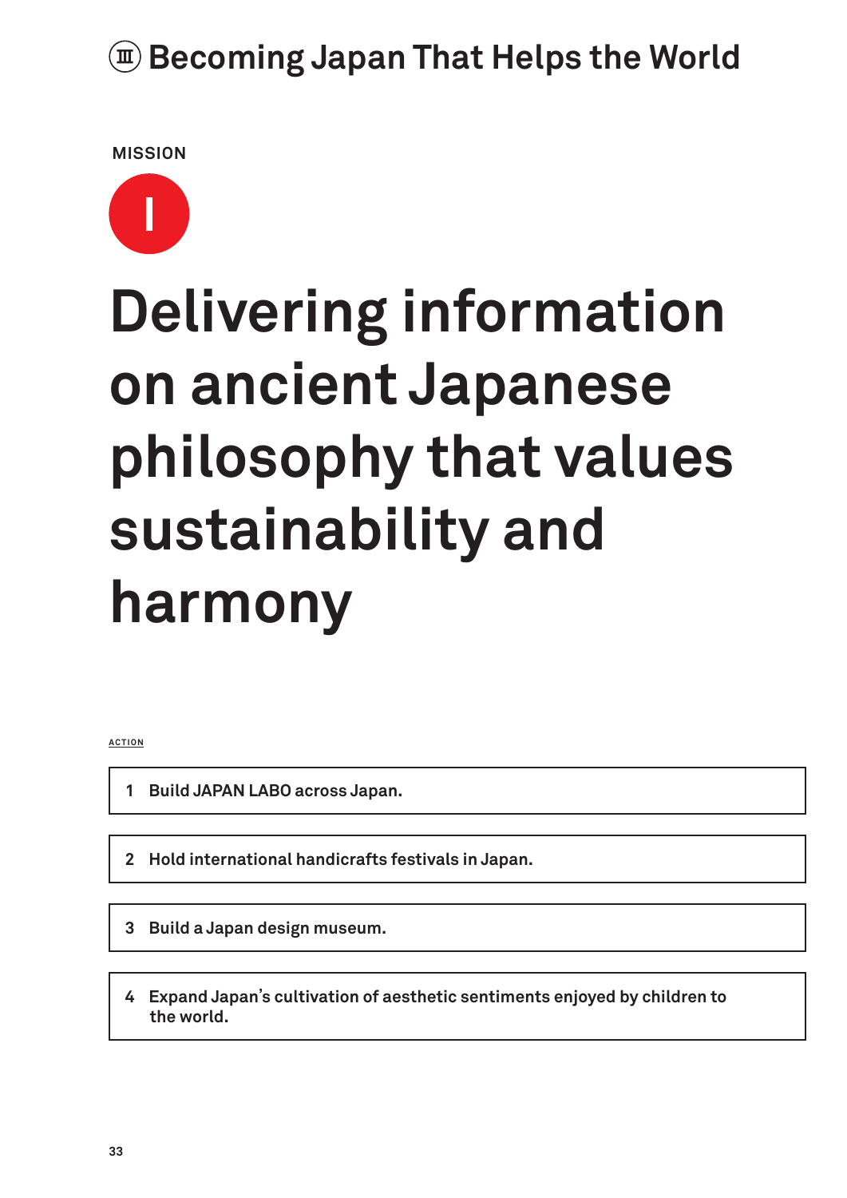# Ⅲ Becoming Japan That Helps the World

MISSION

I

## Delivering information on ancient Japanese philosophy that values sustainability and harmony

ACTION

1. Build JAPAN LABO across Japan.
2. Hold international handicrafts festivals in Japan.
3. Build a Japan design museum.
4. Expand Japan's cultivation of aesthetic sentiments enjoyed by children to the world.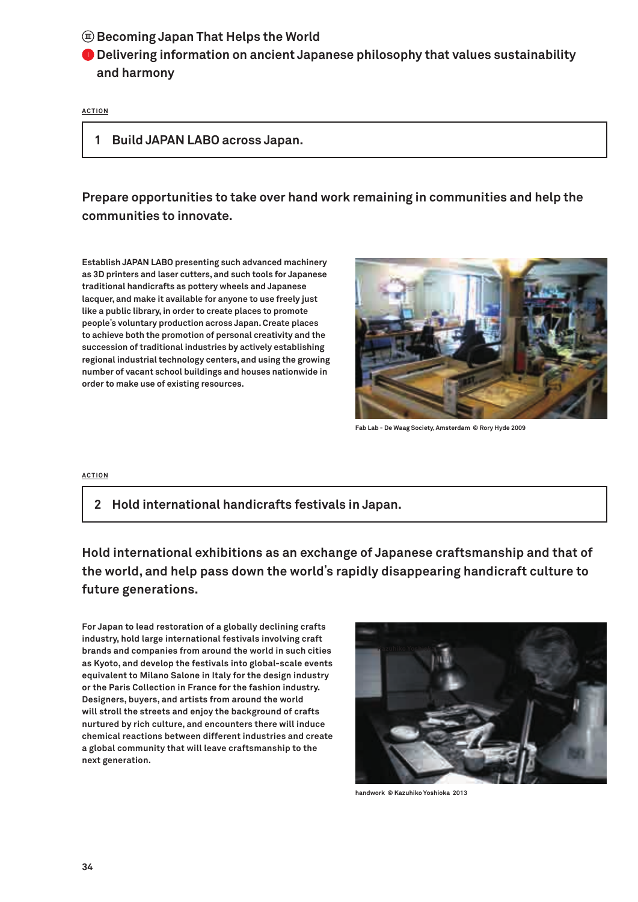## Ⅲ Becoming Japan That Helps the World

### Ⅰ Delivering information on ancient Japanese philosophy that values sustainability and harmony

ACTION

**1 Build JAPAN LABO across Japan.**

**Prepare opportunities to take over hand work remaining in communities and help the communities to innovate.**

Establish JAPAN LABO presenting such advanced machinery as 3D printers and laser cutters, and such tools for Japanese traditional handicrafts as pottery wheels and Japanese lacquer, and make it available for anyone to use freely just like a public library, in order to create places to promote people's voluntary production across Japan. Create places to achieve both the promotion of personal creativity and the succession of traditional industries by actively establishing regional industrial technology centers, and using the growing number of vacant school buildings and houses nationwide in order to make use of existing resources.

Fab Lab - De Waag Society, Amsterdam © Rory Hyde 2009

ACTION

**2 Hold international handicrafts festivals in Japan.**

**Hold international exhibitions as an exchange of Japanese craftsmanship and that of the world, and help pass down the world's rapidly disappearing handicraft culture to future generations.**

For Japan to lead restoration of a globally declining crafts industry, hold large international festivals involving craft brands and companies from around the world in such cities as Kyoto, and develop the festivals into global-scale events equivalent to Milano Salone in Italy for the design industry or the Paris Collection in France for the fashion industry. Designers, buyers, and artists from around the world will stroll the streets and enjoy the background of crafts nurtured by rich culture, and encounters there will induce chemical reactions between different industries and create a global community that will leave craftsmanship to the next generation.

handwork © Kazuhiko Yoshioka 2013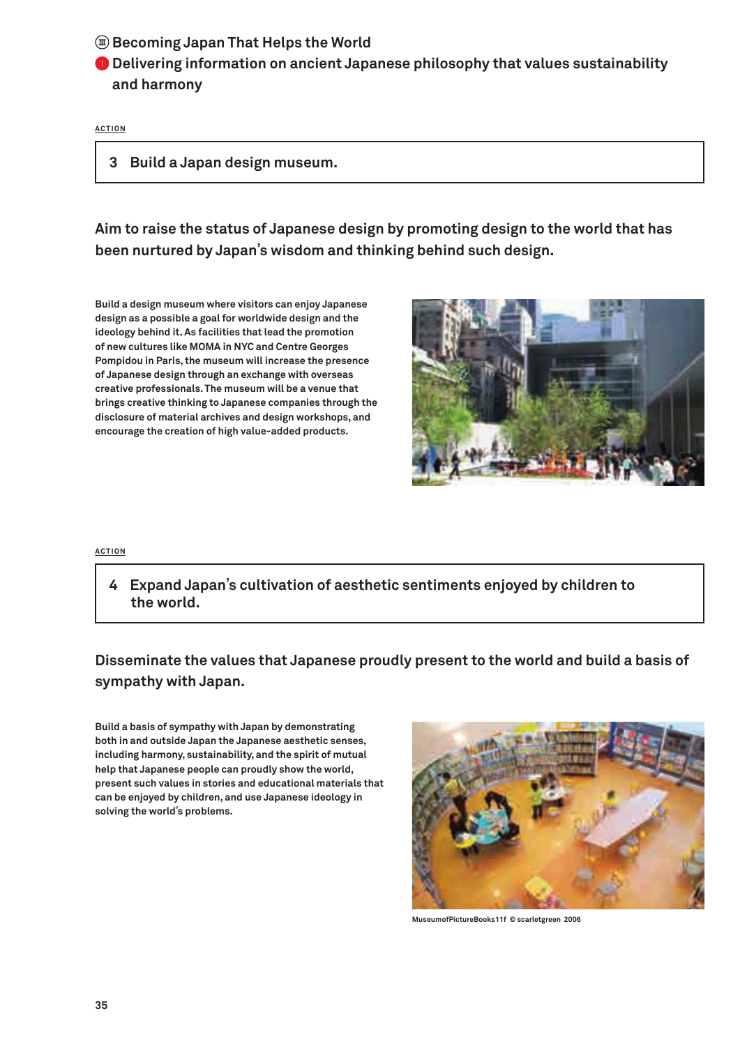## Ⅲ Becoming Japan That Helps the World

### I Delivering information on ancient Japanese philosophy that values sustainability and harmony

ACTION

**3 Build a Japan design museum.**

**Aim to raise the status of Japanese design by promoting design to the world that has been nurtured by Japan's wisdom and thinking behind such design.**

Build a design museum where visitors can enjoy Japanese design as a possible a goal for worldwide design and the ideology behind it. As facilities that lead the promotion of new cultures like MOMA in NYC and Centre Georges Pompidou in Paris, the museum will increase the presence of Japanese design through an exchange with overseas creative professionals. The museum will be a venue that brings creative thinking to Japanese companies through the disclosure of material archives and design workshops, and encourage the creation of high value-added products.

ACTION

**4 Expand Japan's cultivation of aesthetic sentiments enjoyed by children to the world.**

**Disseminate the values that Japanese proudly present to the world and build a basis of sympathy with Japan.**

Build a basis of sympathy with Japan by demonstrating both in and outside Japan the Japanese aesthetic senses, including harmony, sustainability, and the spirit of mutual help that Japanese people can proudly show the world, present such values in stories and educational materials that can be enjoyed by children, and use Japanese ideology in solving the world's problems.

MuseumofPictureBooks11f © scarletgreen 2006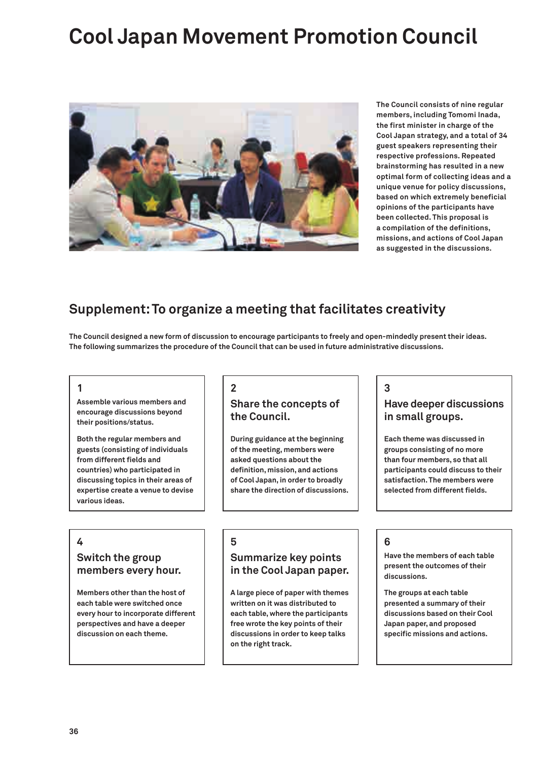# Cool Japan Movement Promotion Council

The Council consists of nine regular members, including Tomomi Inada, the first minister in charge of the Cool Japan strategy, and a total of 34 guest speakers representing their respective professions. Repeated brainstorming has resulted in a new optimal form of collecting ideas and a unique venue for policy discussions, based on which extremely beneficial opinions of the participants have been collected. This proposal is a compilation of the definitions, missions, and actions of Cool Japan as suggested in the discussions.

## Supplement: To organize a meeting that facilitates creativity

**The Council designed a new form of discussion to encourage participants to freely and open-mindedly present their ideas. The following summarizes the procedure of the Council that can be used in future administrative discussions.**

### 1

**Assemble various members and encourage discussions beyond their positions/status.**

Both the regular members and guests (consisting of individuals from different fields and countries) who participated in discussing topics in their areas of expertise create a venue to devise various ideas.

### 2

### Share the concepts of the Council.

During guidance at the beginning of the meeting, members were asked questions about the definition, mission, and actions of Cool Japan, in order to broadly share the direction of discussions.

### 3

### Have deeper discussions in small groups.

Each theme was discussed in groups consisting of no more than four members, so that all participants could discuss to their satisfaction. The members were selected from different fields.

### 4

### Switch the group members every hour.

Members other than the host of each table were switched once every hour to incorporate different perspectives and have a deeper discussion on each theme.

### 5

### Summarize key points in the Cool Japan paper.

A large piece of paper with themes written on it was distributed to each table, where the participants free wrote the key points of their discussions in order to keep talks on the right track.

### 6

**Have the members of each table present the outcomes of their discussions.**

The groups at each table presented a summary of their discussions based on their Cool Japan paper, and proposed specific missions and actions.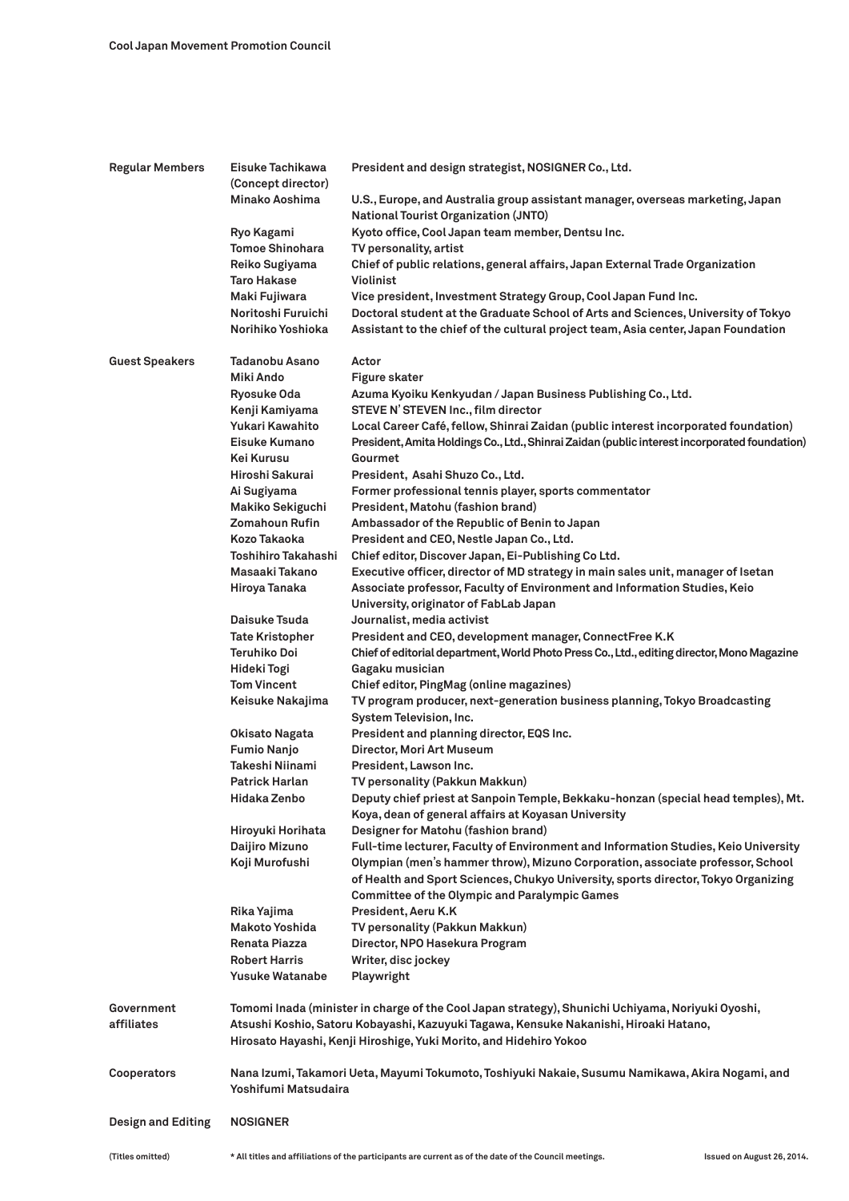## Cool Japan Movement Promotion Council

| | | |
|---|---|---|
| Regular Members | Eisuke Tachikawa (Concept director) | President and design strategist, NOSIGNER Co., Ltd. |
| | Minako Aoshima | U.S., Europe, and Australia group assistant manager, overseas marketing, Japan National Tourist Organization (JNTO) |
| | Ryo Kagami | Kyoto office, Cool Japan team member, Dentsu Inc. |
| | Tomoe Shinohara | TV personality, artist |
| | Reiko Sugiyama | Chief of public relations, general affairs, Japan External Trade Organization |
| | Taro Hakase | Violinist |
| | Maki Fujiwara | Vice president, Investment Strategy Group, Cool Japan Fund Inc. |
| | Noritoshi Furuichi | Doctoral student at the Graduate School of Arts and Sciences, University of Tokyo |
| | Norihiko Yoshioka | Assistant to the chief of the cultural project team, Asia center, Japan Foundation |
| Guest Speakers | Tadanobu Asano | Actor |
| | Miki Ando | Figure skater |
| | Ryosuke Oda | Azuma Kyoiku Kenkyudan / Japan Business Publishing Co., Ltd. |
| | Kenji Kamiyama | STEVE N' STEVEN Inc., film director |
| | Yukari Kawahito | Local Career Café, fellow, Shinrai Zaidan (public interest incorporated foundation) |
| | Eisuke Kumano | President, Amita Holdings Co., Ltd., Shinrai Zaidan (public interest incorporated foundation) |
| | Kei Kurusu | Gourmet |
| | Hiroshi Sakurai | President, Asahi Shuzo Co., Ltd. |
| | Ai Sugiyama | Former professional tennis player, sports commentator |
| | Makiko Sekiguchi | President, Matohu (fashion brand) |
| | Zomahoun Rufin | Ambassador of the Republic of Benin to Japan |
| | Kozo Takaoka | President and CEO, Nestle Japan Co., Ltd. |
| | Toshihiro Takahashi | Chief editor, Discover Japan, Ei-Publishing Co Ltd. |
| | Masaaki Takano | Executive officer, director of MD strategy in main sales unit, manager of Isetan |
| | Hiroya Tanaka | Associate professor, Faculty of Environment and Information Studies, Keio University, originator of FabLab Japan |
| | Daisuke Tsuda | Journalist, media activist |
| | Tate Kristopher | President and CEO, development manager, ConnectFree K.K |
| | Teruhiko Doi | Chief of editorial department, World Photo Press Co., Ltd., editing director, Mono Magazine |
| | Hideki Togi | Gagaku musician |
| | Tom Vincent | Chief editor, PingMag (online magazines) |
| | Keisuke Nakajima | TV program producer, next-generation business planning, Tokyo Broadcasting System Television, Inc. |
| | Okisato Nagata | President and planning director, EQS Inc. |
| | Fumio Nanjo | Director, Mori Art Museum |
| | Takeshi Niinami | President, Lawson Inc. |
| | Patrick Harlan | TV personality (Pakkun Makkun) |
| | Hidaka Zenbo | Deputy chief priest at Sanpoin Temple, Bekkaku-honzan (special head temples), Mt. Koya, dean of general affairs at Koyasan University |
| | Hiroyuki Horihata | Designer for Matohu (fashion brand) |
| | Daijiro Mizuno | Full-time lecturer, Faculty of Environment and Information Studies, Keio University |
| | Koji Murofushi | Olympian (men's hammer throw), Mizuno Corporation, associate professor, School of Health and Sport Sciences, Chukyo University, sports director, Tokyo Organizing Committee of the Olympic and Paralympic Games |
| | Rika Yajima | President, Aeru K.K |
| | Makoto Yoshida | TV personality (Pakkun Makkun) |
| | Renata Piazza | Director, NPO Hasekura Program |
| | Robert Harris | Writer, disc jockey |
| | Yusuke Watanabe | Playwright |
| Government affiliates | Tomomi Inada (minister in charge of the Cool Japan strategy), Shunichi Uchiyama, Noriyuki Oyoshi, Atsushi Koshio, Satoru Kobayashi, Kazuyuki Tagawa, Kensuke Nakanishi, Hiroaki Hatano, Hirosato Hayashi, Kenji Hiroshige, Yuki Morito, and Hidehiro Yokoo | |
| Cooperators | Nana Izumi, Takamori Ueta, Mayumi Tokumoto, Toshiyuki Nakaie, Susumu Namikawa, Akira Nogami, and Yoshifumi Matsudaira | |
| Design and Editing | NOSIGNER | |

(Titles omitted)

* All titles and affiliations of the participants are current as of the date of the Council meetings.

Issued on August 26, 2014.